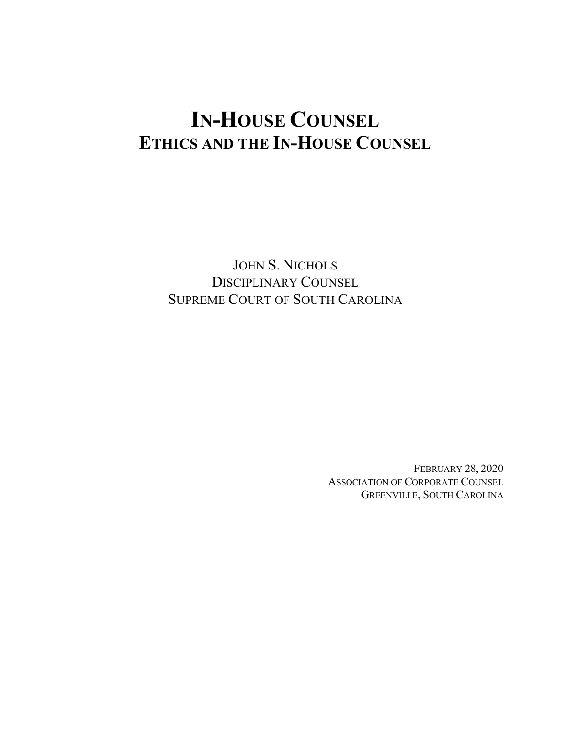# IN-HOUSE COUNSEL
## ETHICS AND THE IN-HOUSE COUNSEL

JOHN S. NICHOLS
DISCIPLINARY COUNSEL
SUPREME COURT OF SOUTH CAROLINA

FEBRUARY 28, 2020
ASSOCIATION OF CORPORATE COUNSEL
GREENVILLE, SOUTH CAROLINA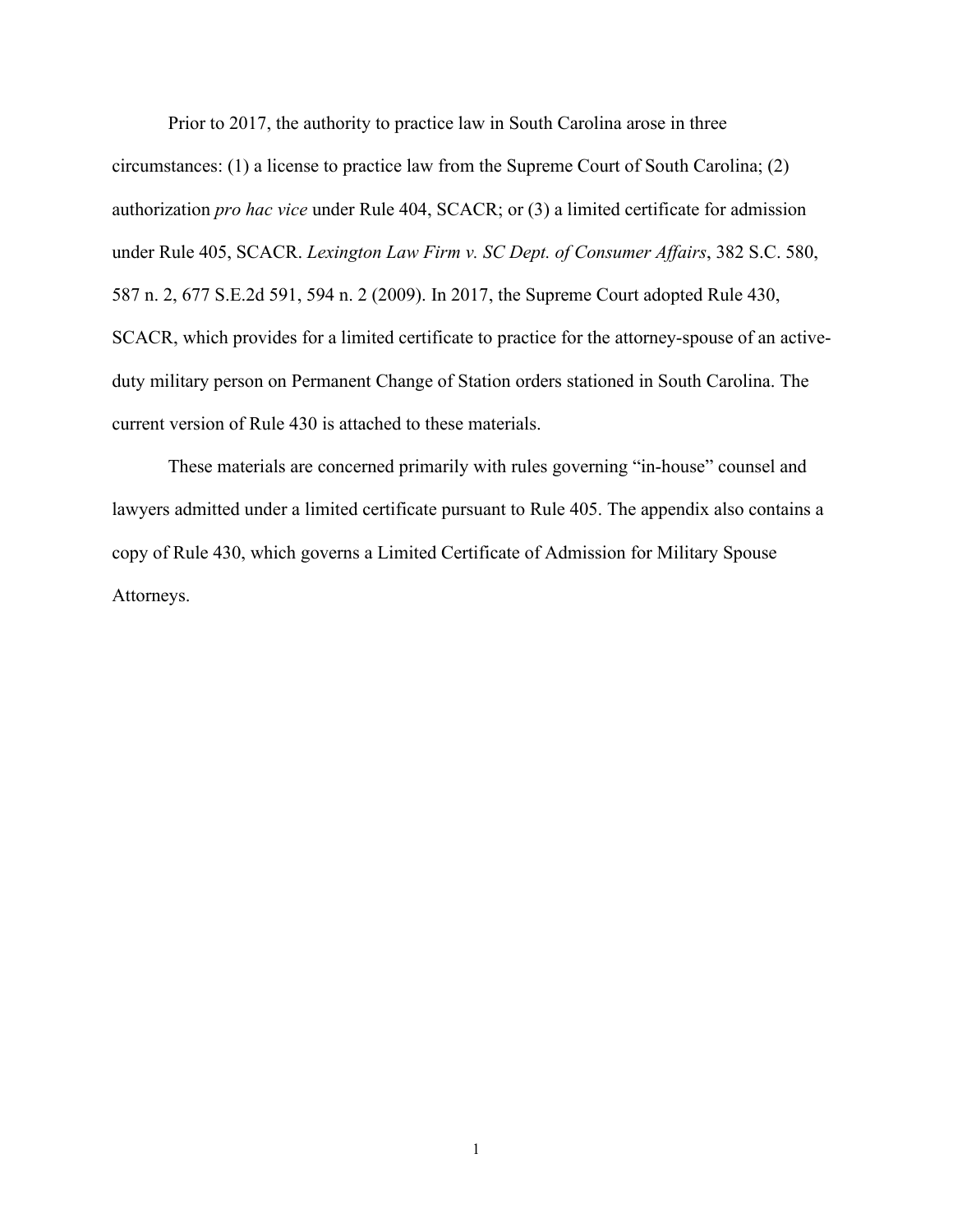Prior to 2017, the authority to practice law in South Carolina arose in three circumstances: (1) a license to practice law from the Supreme Court of South Carolina; (2) authorization *pro hac vice* under Rule 404, SCACR; or (3) a limited certificate for admission under Rule 405, SCACR. *Lexington Law Firm v. SC Dept. of Consumer Affairs*, 382 S.C. 580, 587 n. 2, 677 S.E.2d 591, 594 n. 2 (2009). In 2017, the Supreme Court adopted Rule 430, SCACR, which provides for a limited certificate to practice for the attorney-spouse of an active-duty military person on Permanent Change of Station orders stationed in South Carolina. The current version of Rule 430 is attached to these materials.

These materials are concerned primarily with rules governing "in-house" counsel and lawyers admitted under a limited certificate pursuant to Rule 405. The appendix also contains a copy of Rule 430, which governs a Limited Certificate of Admission for Military Spouse Attorneys.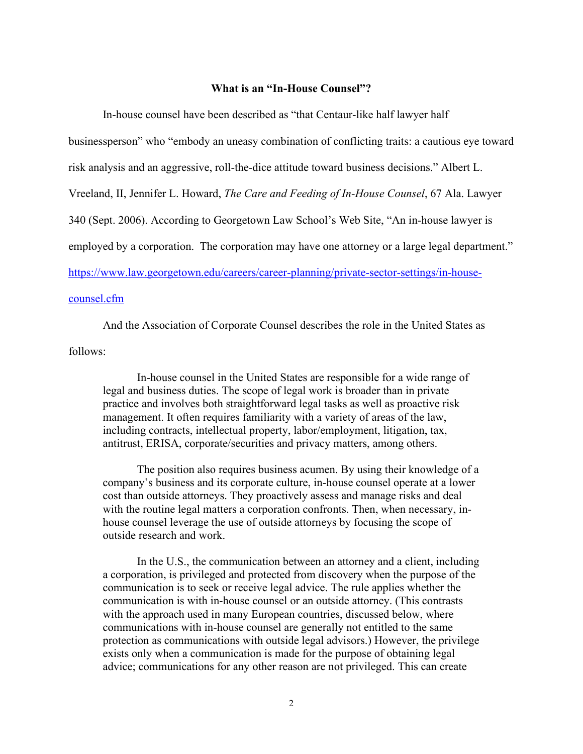**What is an "In-House Counsel"?**

In-house counsel have been described as "that Centaur-like half lawyer half businessperson" who "embody an uneasy combination of conflicting traits: a cautious eye toward risk analysis and an aggressive, roll-the-dice attitude toward business decisions." Albert L. Vreeland, II, Jennifer L. Howard, *The Care and Feeding of In-House Counsel*, 67 Ala. Lawyer 340 (Sept. 2006). According to Georgetown Law School's Web Site, "An in-house lawyer is employed by a corporation. The corporation may have one attorney or a large legal department." [https://www.law.georgetown.edu/careers/career-planning/private-sector-settings/in-house-counsel.cfm](https://www.law.georgetown.edu/careers/career-planning/private-sector-settings/in-house-counsel.cfm)

And the Association of Corporate Counsel describes the role in the United States as follows:

> In-house counsel in the United States are responsible for a wide range of legal and business duties. The scope of legal work is broader than in private practice and involves both straightforward legal tasks as well as proactive risk management. It often requires familiarity with a variety of areas of the law, including contracts, intellectual property, labor/employment, litigation, tax, antitrust, ERISA, corporate/securities and privacy matters, among others.
>
> The position also requires business acumen. By using their knowledge of a company's business and its corporate culture, in-house counsel operate at a lower cost than outside attorneys. They proactively assess and manage risks and deal with the routine legal matters a corporation confronts. Then, when necessary, in-house counsel leverage the use of outside attorneys by focusing the scope of outside research and work.
>
> In the U.S., the communication between an attorney and a client, including a corporation, is privileged and protected from discovery when the purpose of the communication is to seek or receive legal advice. The rule applies whether the communication is with in-house counsel or an outside attorney. (This contrasts with the approach used in many European countries, discussed below, where communications with in-house counsel are generally not entitled to the same protection as communications with outside legal advisors.) However, the privilege exists only when a communication is made for the purpose of obtaining legal advice; communications for any other reason are not privileged. This can create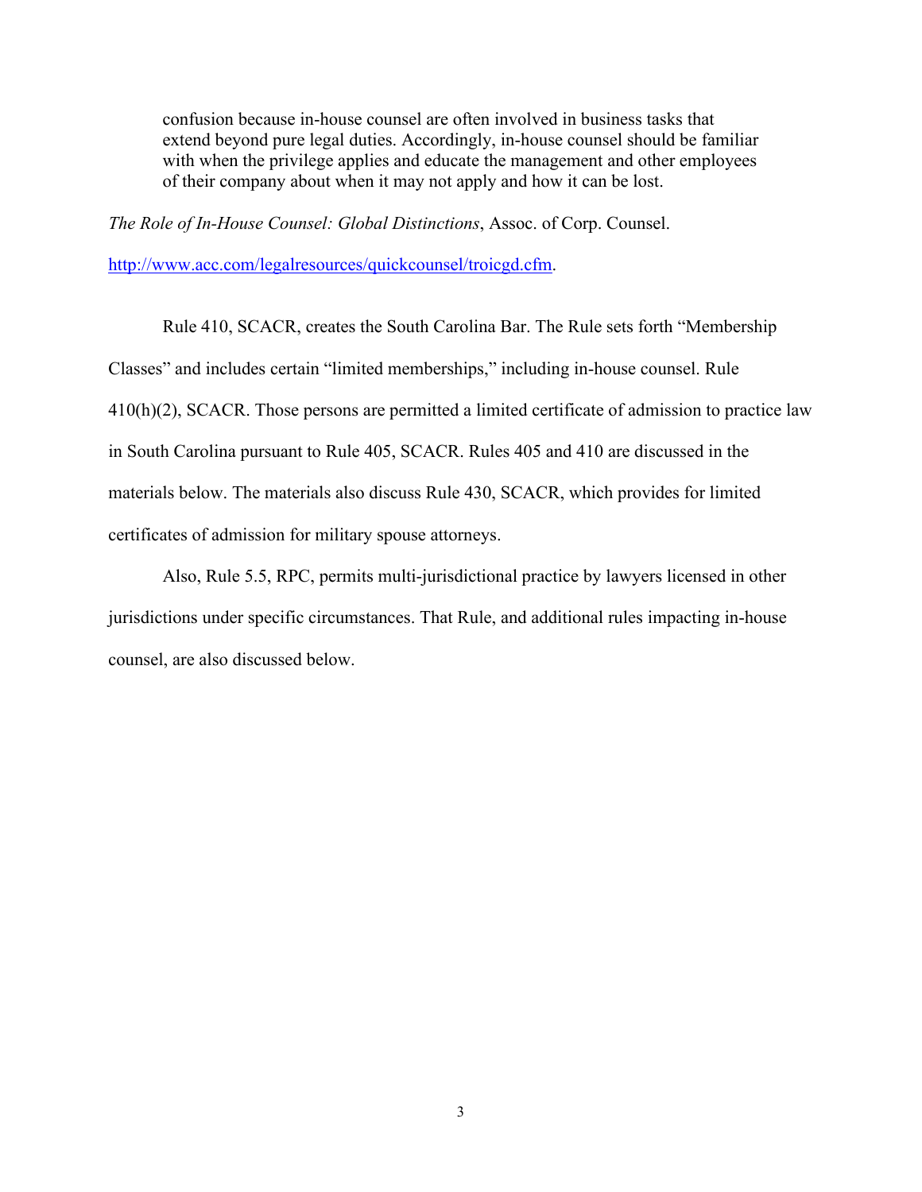> confusion because in-house counsel are often involved in business tasks that extend beyond pure legal duties. Accordingly, in-house counsel should be familiar with when the privilege applies and educate the management and other employees of their company about when it may not apply and how it can be lost.

*The Role of In-House Counsel: Global Distinctions*, Assoc. of Corp. Counsel.

[http://www.acc.com/legalresources/quickcounsel/troicgd.cfm](http://www.acc.com/legalresources/quickcounsel/troicgd.cfm).

Rule 410, SCACR, creates the South Carolina Bar. The Rule sets forth "Membership Classes" and includes certain "limited memberships," including in-house counsel. Rule 410(h)(2), SCACR. Those persons are permitted a limited certificate of admission to practice law in South Carolina pursuant to Rule 405, SCACR. Rules 405 and 410 are discussed in the materials below. The materials also discuss Rule 430, SCACR, which provides for limited certificates of admission for military spouse attorneys.

Also, Rule 5.5, RPC, permits multi-jurisdictional practice by lawyers licensed in other jurisdictions under specific circumstances. That Rule, and additional rules impacting in-house counsel, are also discussed below.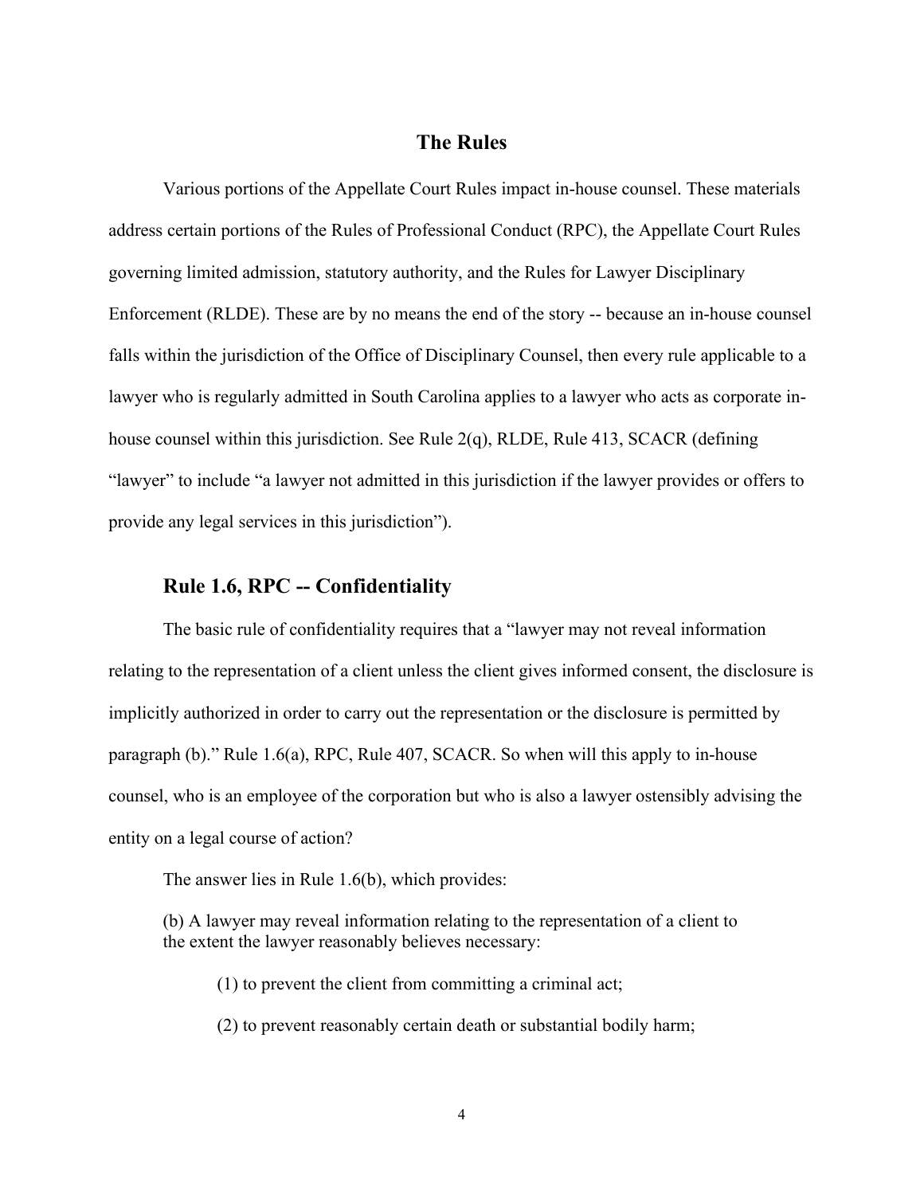## The Rules

Various portions of the Appellate Court Rules impact in-house counsel. These materials address certain portions of the Rules of Professional Conduct (RPC), the Appellate Court Rules governing limited admission, statutory authority, and the Rules for Lawyer Disciplinary Enforcement (RLDE). These are by no means the end of the story -- because an in-house counsel falls within the jurisdiction of the Office of Disciplinary Counsel, then every rule applicable to a lawyer who is regularly admitted in South Carolina applies to a lawyer who acts as corporate in-house counsel within this jurisdiction. See Rule 2(q), RLDE, Rule 413, SCACR (defining "lawyer" to include "a lawyer not admitted in this jurisdiction if the lawyer provides or offers to provide any legal services in this jurisdiction").

### Rule 1.6, RPC -- Confidentiality

The basic rule of confidentiality requires that a "lawyer may not reveal information relating to the representation of a client unless the client gives informed consent, the disclosure is implicitly authorized in order to carry out the representation or the disclosure is permitted by paragraph (b)." Rule 1.6(a), RPC, Rule 407, SCACR. So when will this apply to in-house counsel, who is an employee of the corporation but who is also a lawyer ostensibly advising the entity on a legal course of action?

The answer lies in Rule 1.6(b), which provides:

> (b) A lawyer may reveal information relating to the representation of a client to the extent the lawyer reasonably believes necessary:
>
> (1) to prevent the client from committing a criminal act;
>
> (2) to prevent reasonably certain death or substantial bodily harm;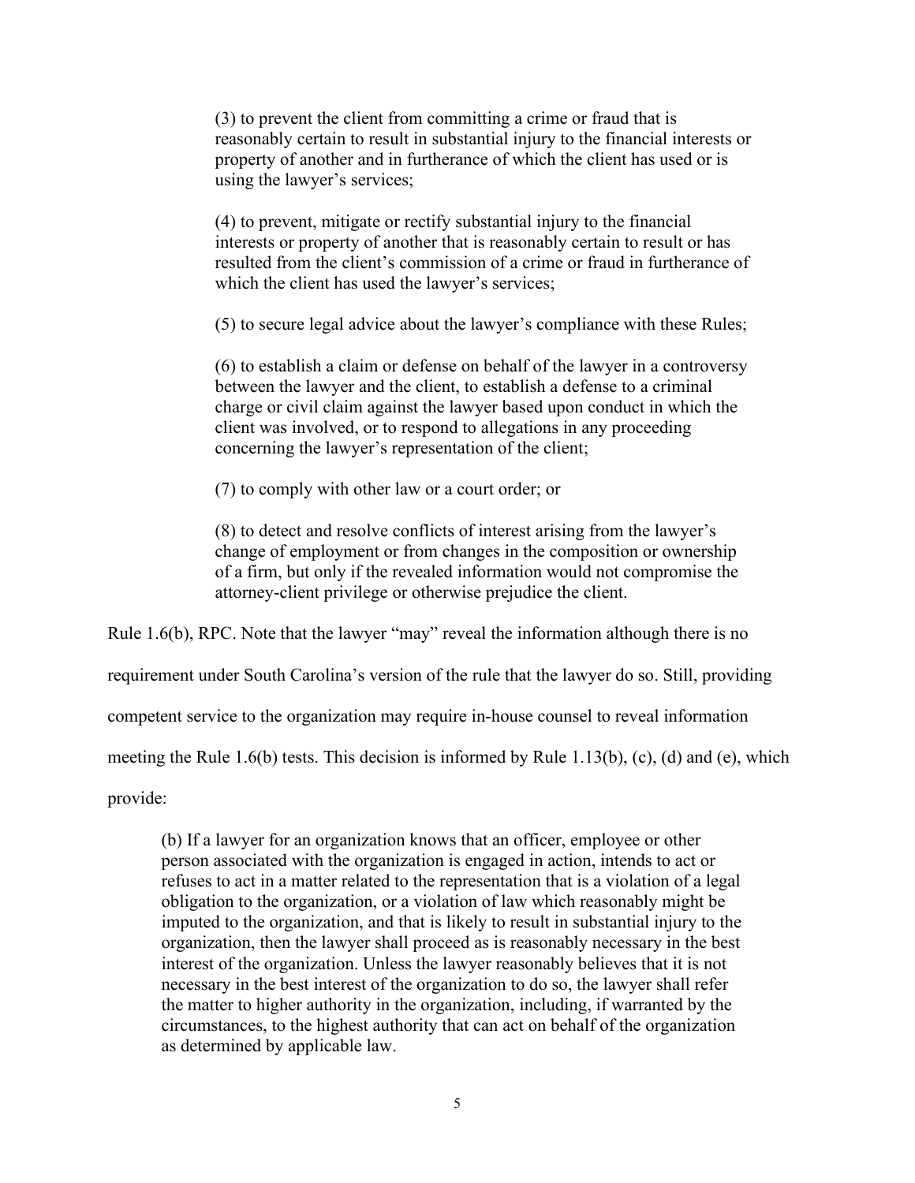> (3) to prevent the client from committing a crime or fraud that is reasonably certain to result in substantial injury to the financial interests or property of another and in furtherance of which the client has used or is using the lawyer's services;
>
> (4) to prevent, mitigate or rectify substantial injury to the financial interests or property of another that is reasonably certain to result or has resulted from the client's commission of a crime or fraud in furtherance of which the client has used the lawyer's services;
>
> (5) to secure legal advice about the lawyer's compliance with these Rules;
>
> (6) to establish a claim or defense on behalf of the lawyer in a controversy between the lawyer and the client, to establish a defense to a criminal charge or civil claim against the lawyer based upon conduct in which the client was involved, or to respond to allegations in any proceeding concerning the lawyer's representation of the client;
>
> (7) to comply with other law or a court order; or
>
> (8) to detect and resolve conflicts of interest arising from the lawyer's change of employment or from changes in the composition or ownership of a firm, but only if the revealed information would not compromise the attorney-client privilege or otherwise prejudice the client.

Rule 1.6(b), RPC. Note that the lawyer "may" reveal the information although there is no requirement under South Carolina's version of the rule that the lawyer do so. Still, providing competent service to the organization may require in-house counsel to reveal information meeting the Rule 1.6(b) tests. This decision is informed by Rule 1.13(b), (c), (d) and (e), which provide:

> (b) If a lawyer for an organization knows that an officer, employee or other person associated with the organization is engaged in action, intends to act or refuses to act in a matter related to the representation that is a violation of a legal obligation to the organization, or a violation of law which reasonably might be imputed to the organization, and that is likely to result in substantial injury to the organization, then the lawyer shall proceed as is reasonably necessary in the best interest of the organization. Unless the lawyer reasonably believes that it is not necessary in the best interest of the organization to do so, the lawyer shall refer the matter to higher authority in the organization, including, if warranted by the circumstances, to the highest authority that can act on behalf of the organization as determined by applicable law.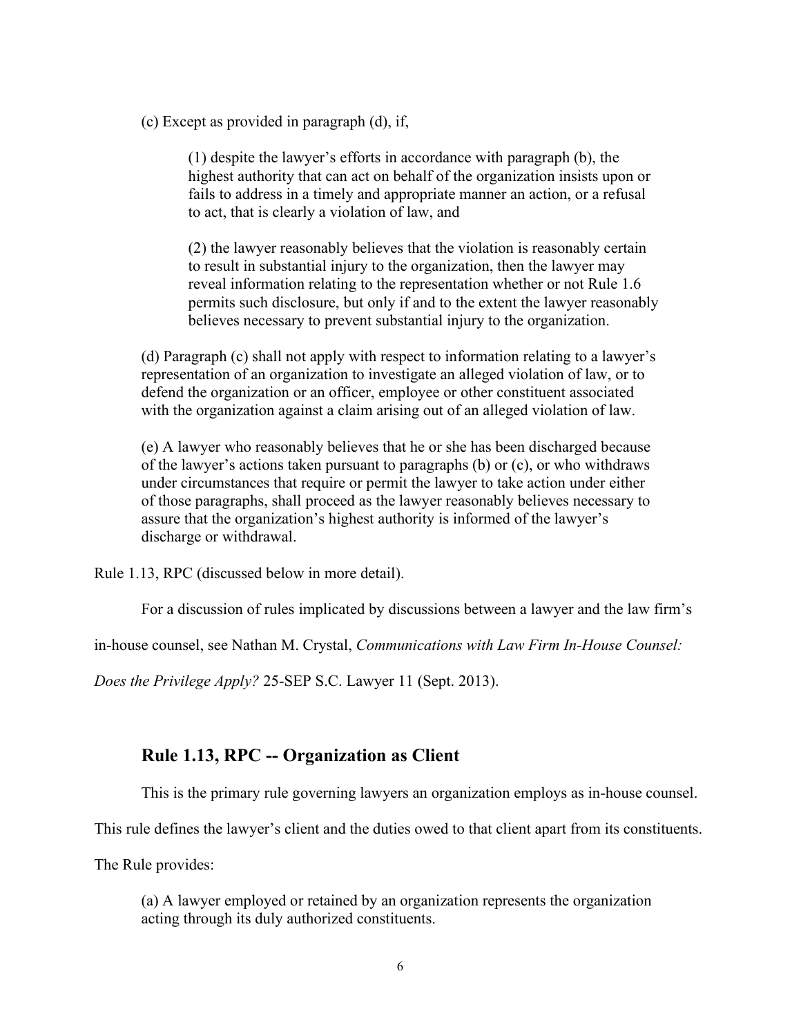(c) Except as provided in paragraph (d), if,

> (1) despite the lawyer's efforts in accordance with paragraph (b), the highest authority that can act on behalf of the organization insists upon or fails to address in a timely and appropriate manner an action, or a refusal to act, that is clearly a violation of law, and
>
> (2) the lawyer reasonably believes that the violation is reasonably certain to result in substantial injury to the organization, then the lawyer may reveal information relating to the representation whether or not Rule 1.6 permits such disclosure, but only if and to the extent the lawyer reasonably believes necessary to prevent substantial injury to the organization.

(d) Paragraph (c) shall not apply with respect to information relating to a lawyer's representation of an organization to investigate an alleged violation of law, or to defend the organization or an officer, employee or other constituent associated with the organization against a claim arising out of an alleged violation of law.

(e) A lawyer who reasonably believes that he or she has been discharged because of the lawyer's actions taken pursuant to paragraphs (b) or (c), or who withdraws under circumstances that require or permit the lawyer to take action under either of those paragraphs, shall proceed as the lawyer reasonably believes necessary to assure that the organization's highest authority is informed of the lawyer's discharge or withdrawal.

Rule 1.13, RPC (discussed below in more detail).

For a discussion of rules implicated by discussions between a lawyer and the law firm's in-house counsel, see Nathan M. Crystal, *Communications with Law Firm In-House Counsel: Does the Privilege Apply?* 25-SEP S.C. Lawyer 11 (Sept. 2013).

## Rule 1.13, RPC -- Organization as Client

This is the primary rule governing lawyers an organization employs as in-house counsel. This rule defines the lawyer's client and the duties owed to that client apart from its constituents. The Rule provides:

(a) A lawyer employed or retained by an organization represents the organization acting through its duly authorized constituents.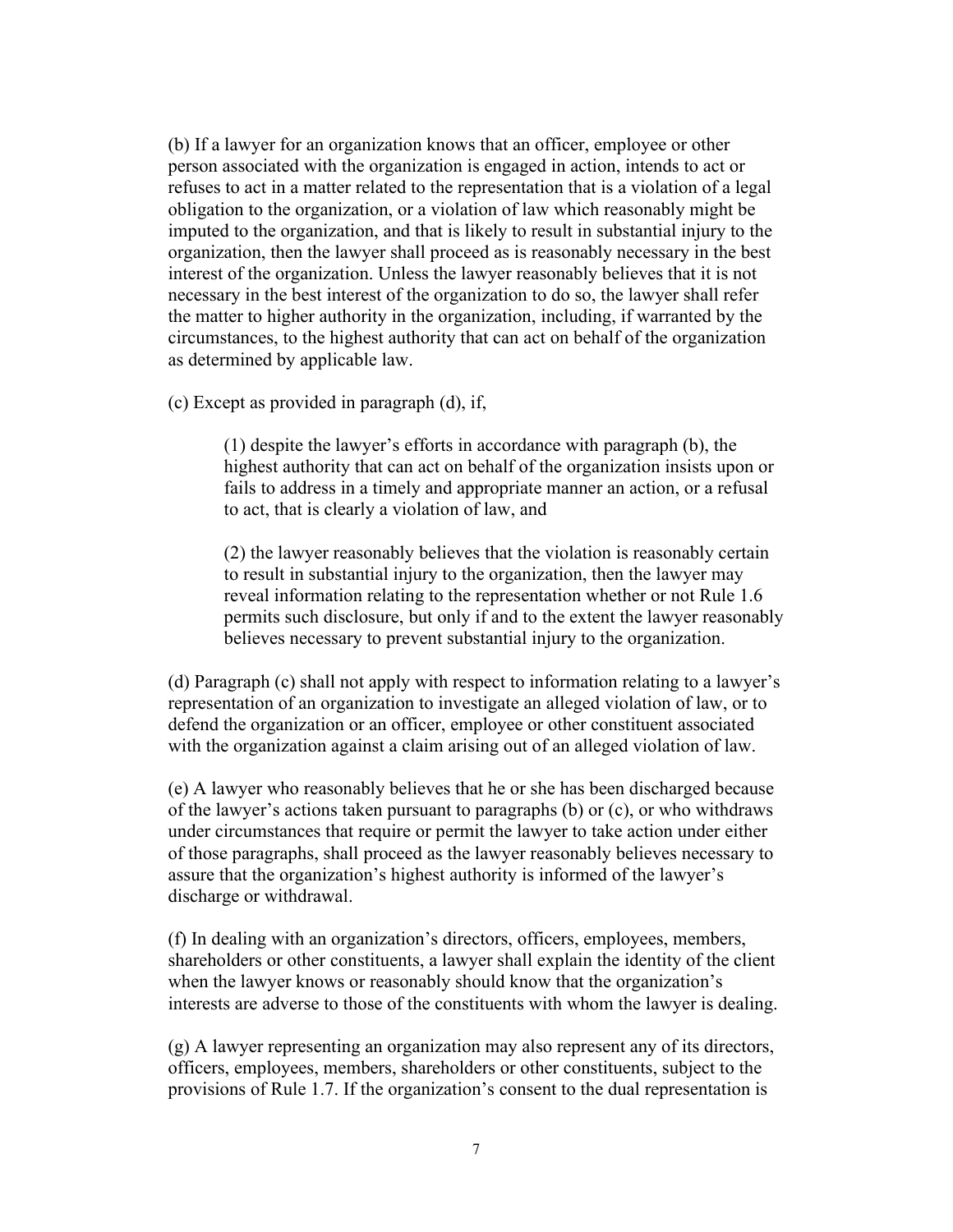(b) If a lawyer for an organization knows that an officer, employee or other person associated with the organization is engaged in action, intends to act or refuses to act in a matter related to the representation that is a violation of a legal obligation to the organization, or a violation of law which reasonably might be imputed to the organization, and that is likely to result in substantial injury to the organization, then the lawyer shall proceed as is reasonably necessary in the best interest of the organization. Unless the lawyer reasonably believes that it is not necessary in the best interest of the organization to do so, the lawyer shall refer the matter to higher authority in the organization, including, if warranted by the circumstances, to the highest authority that can act on behalf of the organization as determined by applicable law.

(c) Except as provided in paragraph (d), if,

> (1) despite the lawyer's efforts in accordance with paragraph (b), the highest authority that can act on behalf of the organization insists upon or fails to address in a timely and appropriate manner an action, or a refusal to act, that is clearly a violation of law, and
>
> (2) the lawyer reasonably believes that the violation is reasonably certain to result in substantial injury to the organization, then the lawyer may reveal information relating to the representation whether or not Rule 1.6 permits such disclosure, but only if and to the extent the lawyer reasonably believes necessary to prevent substantial injury to the organization.

(d) Paragraph (c) shall not apply with respect to information relating to a lawyer's representation of an organization to investigate an alleged violation of law, or to defend the organization or an officer, employee or other constituent associated with the organization against a claim arising out of an alleged violation of law.

(e) A lawyer who reasonably believes that he or she has been discharged because of the lawyer's actions taken pursuant to paragraphs (b) or (c), or who withdraws under circumstances that require or permit the lawyer to take action under either of those paragraphs, shall proceed as the lawyer reasonably believes necessary to assure that the organization's highest authority is informed of the lawyer's discharge or withdrawal.

(f) In dealing with an organization's directors, officers, employees, members, shareholders or other constituents, a lawyer shall explain the identity of the client when the lawyer knows or reasonably should know that the organization's interests are adverse to those of the constituents with whom the lawyer is dealing.

(g) A lawyer representing an organization may also represent any of its directors, officers, employees, members, shareholders or other constituents, subject to the provisions of Rule 1.7. If the organization's consent to the dual representation is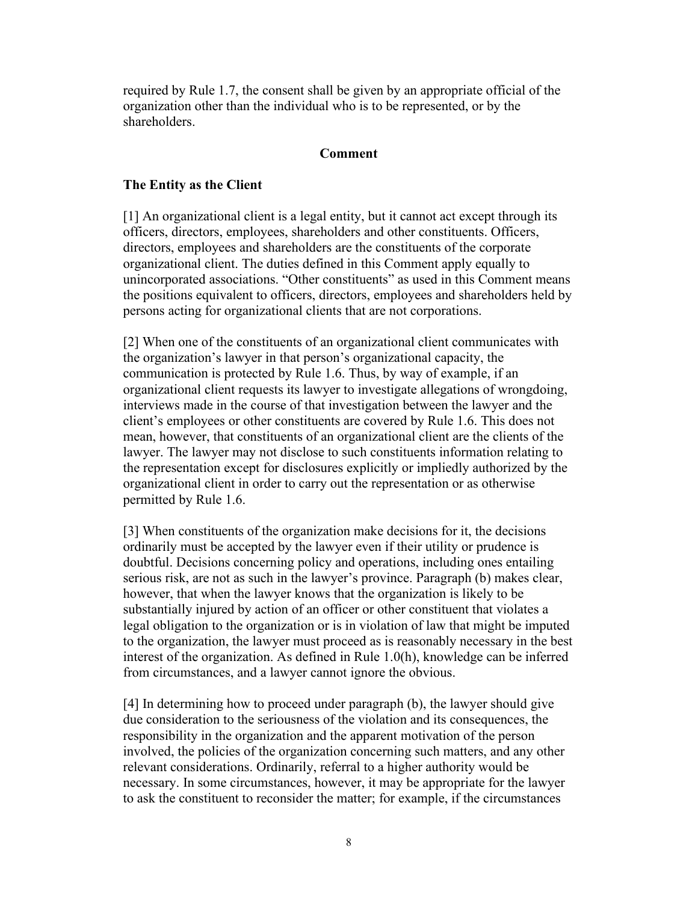required by Rule 1.7, the consent shall be given by an appropriate official of the organization other than the individual who is to be represented, or by the shareholders.

## Comment

### The Entity as the Client

[1] An organizational client is a legal entity, but it cannot act except through its officers, directors, employees, shareholders and other constituents. Officers, directors, employees and shareholders are the constituents of the corporate organizational client. The duties defined in this Comment apply equally to unincorporated associations. "Other constituents" as used in this Comment means the positions equivalent to officers, directors, employees and shareholders held by persons acting for organizational clients that are not corporations.

[2] When one of the constituents of an organizational client communicates with the organization's lawyer in that person's organizational capacity, the communication is protected by Rule 1.6. Thus, by way of example, if an organizational client requests its lawyer to investigate allegations of wrongdoing, interviews made in the course of that investigation between the lawyer and the client's employees or other constituents are covered by Rule 1.6. This does not mean, however, that constituents of an organizational client are the clients of the lawyer. The lawyer may not disclose to such constituents information relating to the representation except for disclosures explicitly or impliedly authorized by the organizational client in order to carry out the representation or as otherwise permitted by Rule 1.6.

[3] When constituents of the organization make decisions for it, the decisions ordinarily must be accepted by the lawyer even if their utility or prudence is doubtful. Decisions concerning policy and operations, including ones entailing serious risk, are not as such in the lawyer's province. Paragraph (b) makes clear, however, that when the lawyer knows that the organization is likely to be substantially injured by action of an officer or other constituent that violates a legal obligation to the organization or is in violation of law that might be imputed to the organization, the lawyer must proceed as is reasonably necessary in the best interest of the organization. As defined in Rule 1.0(h), knowledge can be inferred from circumstances, and a lawyer cannot ignore the obvious.

[4] In determining how to proceed under paragraph (b), the lawyer should give due consideration to the seriousness of the violation and its consequences, the responsibility in the organization and the apparent motivation of the person involved, the policies of the organization concerning such matters, and any other relevant considerations. Ordinarily, referral to a higher authority would be necessary. In some circumstances, however, it may be appropriate for the lawyer to ask the constituent to reconsider the matter; for example, if the circumstances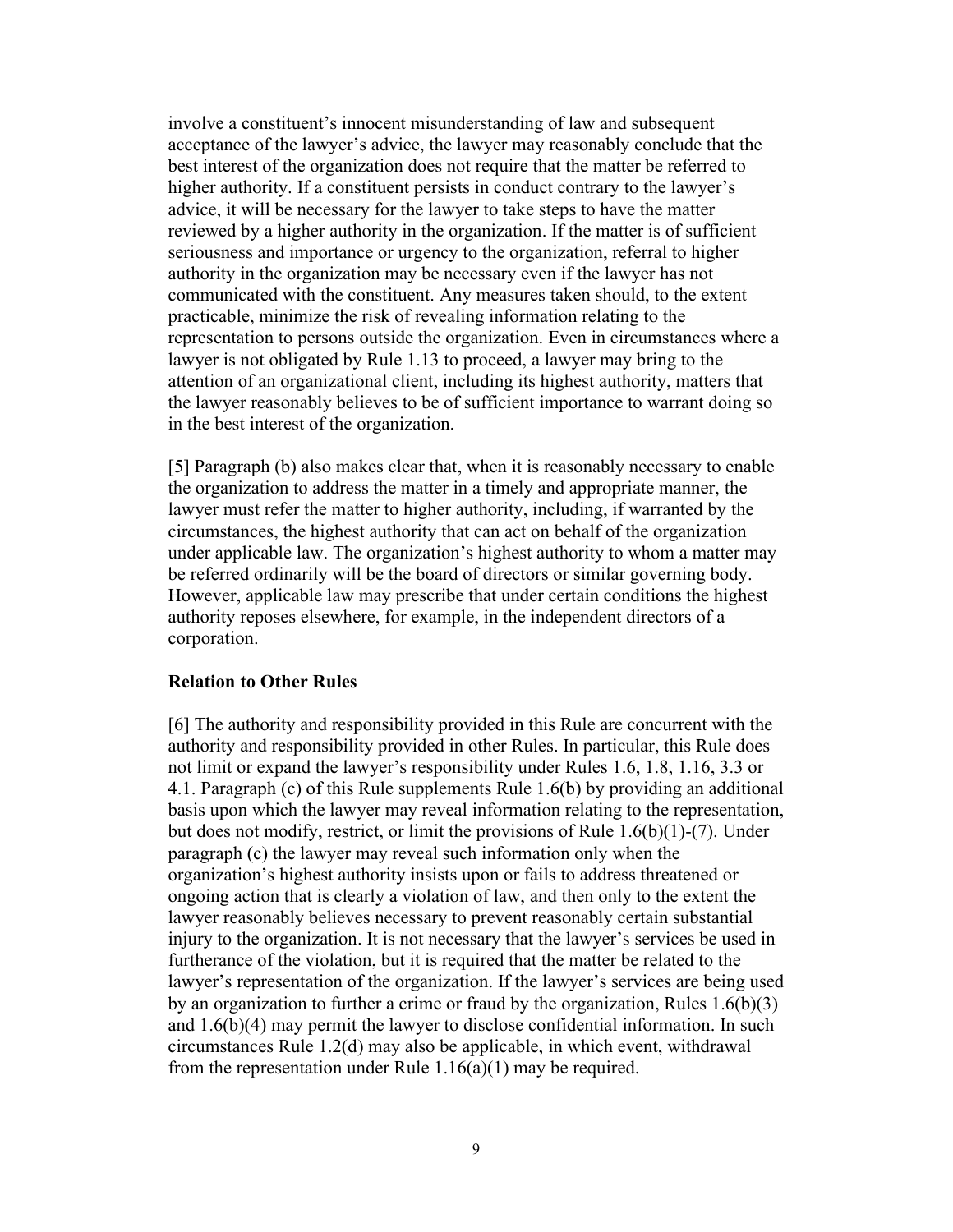involve a constituent's innocent misunderstanding of law and subsequent acceptance of the lawyer's advice, the lawyer may reasonably conclude that the best interest of the organization does not require that the matter be referred to higher authority. If a constituent persists in conduct contrary to the lawyer's advice, it will be necessary for the lawyer to take steps to have the matter reviewed by a higher authority in the organization. If the matter is of sufficient seriousness and importance or urgency to the organization, referral to higher authority in the organization may be necessary even if the lawyer has not communicated with the constituent. Any measures taken should, to the extent practicable, minimize the risk of revealing information relating to the representation to persons outside the organization. Even in circumstances where a lawyer is not obligated by Rule 1.13 to proceed, a lawyer may bring to the attention of an organizational client, including its highest authority, matters that the lawyer reasonably believes to be of sufficient importance to warrant doing so in the best interest of the organization.

[5] Paragraph (b) also makes clear that, when it is reasonably necessary to enable the organization to address the matter in a timely and appropriate manner, the lawyer must refer the matter to higher authority, including, if warranted by the circumstances, the highest authority that can act on behalf of the organization under applicable law. The organization's highest authority to whom a matter may be referred ordinarily will be the board of directors or similar governing body. However, applicable law may prescribe that under certain conditions the highest authority reposes elsewhere, for example, in the independent directors of a corporation.

**Relation to Other Rules**

[6] The authority and responsibility provided in this Rule are concurrent with the authority and responsibility provided in other Rules. In particular, this Rule does not limit or expand the lawyer's responsibility under Rules 1.6, 1.8, 1.16, 3.3 or 4.1. Paragraph (c) of this Rule supplements Rule 1.6(b) by providing an additional basis upon which the lawyer may reveal information relating to the representation, but does not modify, restrict, or limit the provisions of Rule 1.6(b)(1)-(7). Under paragraph (c) the lawyer may reveal such information only when the organization's highest authority insists upon or fails to address threatened or ongoing action that is clearly a violation of law, and then only to the extent the lawyer reasonably believes necessary to prevent reasonably certain substantial injury to the organization. It is not necessary that the lawyer's services be used in furtherance of the violation, but it is required that the matter be related to the lawyer's representation of the organization. If the lawyer's services are being used by an organization to further a crime or fraud by the organization, Rules 1.6(b)(3) and 1.6(b)(4) may permit the lawyer to disclose confidential information. In such circumstances Rule 1.2(d) may also be applicable, in which event, withdrawal from the representation under Rule 1.16(a)(1) may be required.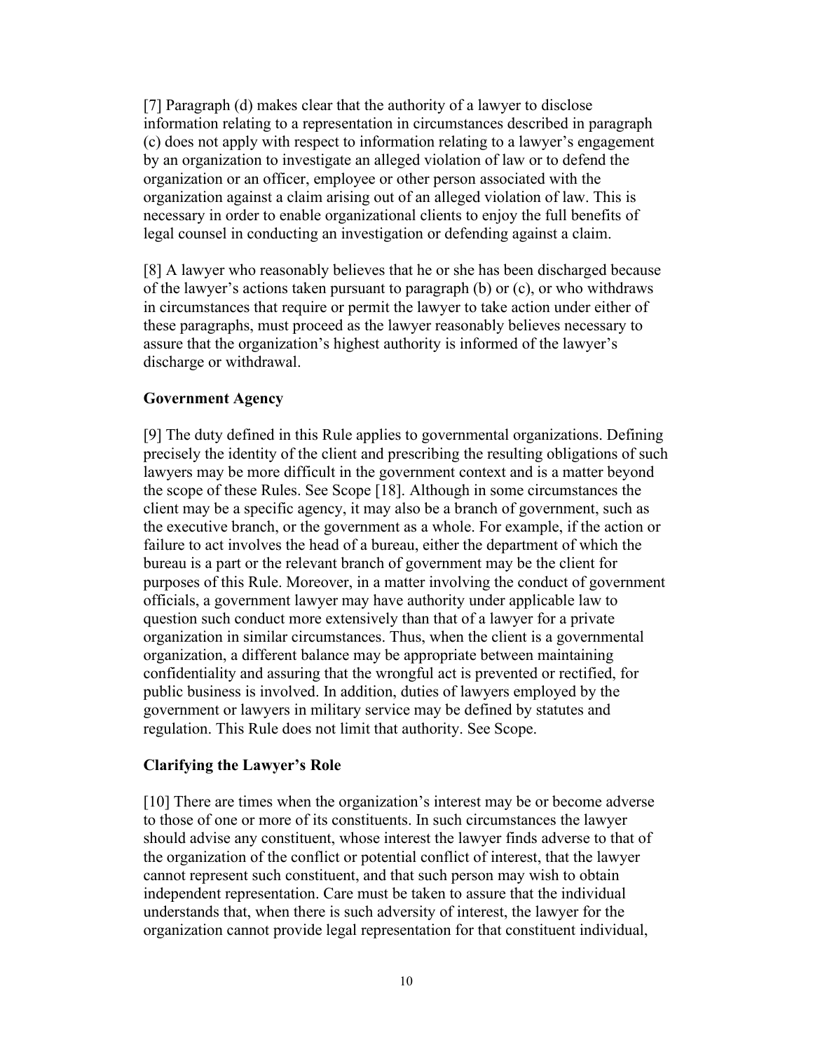[7] Paragraph (d) makes clear that the authority of a lawyer to disclose information relating to a representation in circumstances described in paragraph (c) does not apply with respect to information relating to a lawyer's engagement by an organization to investigate an alleged violation of law or to defend the organization or an officer, employee or other person associated with the organization against a claim arising out of an alleged violation of law. This is necessary in order to enable organizational clients to enjoy the full benefits of legal counsel in conducting an investigation or defending against a claim.

[8] A lawyer who reasonably believes that he or she has been discharged because of the lawyer's actions taken pursuant to paragraph (b) or (c), or who withdraws in circumstances that require or permit the lawyer to take action under either of these paragraphs, must proceed as the lawyer reasonably believes necessary to assure that the organization's highest authority is informed of the lawyer's discharge or withdrawal.

**Government Agency**

[9] The duty defined in this Rule applies to governmental organizations. Defining precisely the identity of the client and prescribing the resulting obligations of such lawyers may be more difficult in the government context and is a matter beyond the scope of these Rules. See Scope [18]. Although in some circumstances the client may be a specific agency, it may also be a branch of government, such as the executive branch, or the government as a whole. For example, if the action or failure to act involves the head of a bureau, either the department of which the bureau is a part or the relevant branch of government may be the client for purposes of this Rule. Moreover, in a matter involving the conduct of government officials, a government lawyer may have authority under applicable law to question such conduct more extensively than that of a lawyer for a private organization in similar circumstances. Thus, when the client is a governmental organization, a different balance may be appropriate between maintaining confidentiality and assuring that the wrongful act is prevented or rectified, for public business is involved. In addition, duties of lawyers employed by the government or lawyers in military service may be defined by statutes and regulation. This Rule does not limit that authority. See Scope.

**Clarifying the Lawyer's Role**

[10] There are times when the organization's interest may be or become adverse to those of one or more of its constituents. In such circumstances the lawyer should advise any constituent, whose interest the lawyer finds adverse to that of the organization of the conflict or potential conflict of interest, that the lawyer cannot represent such constituent, and that such person may wish to obtain independent representation. Care must be taken to assure that the individual understands that, when there is such adversity of interest, the lawyer for the organization cannot provide legal representation for that constituent individual,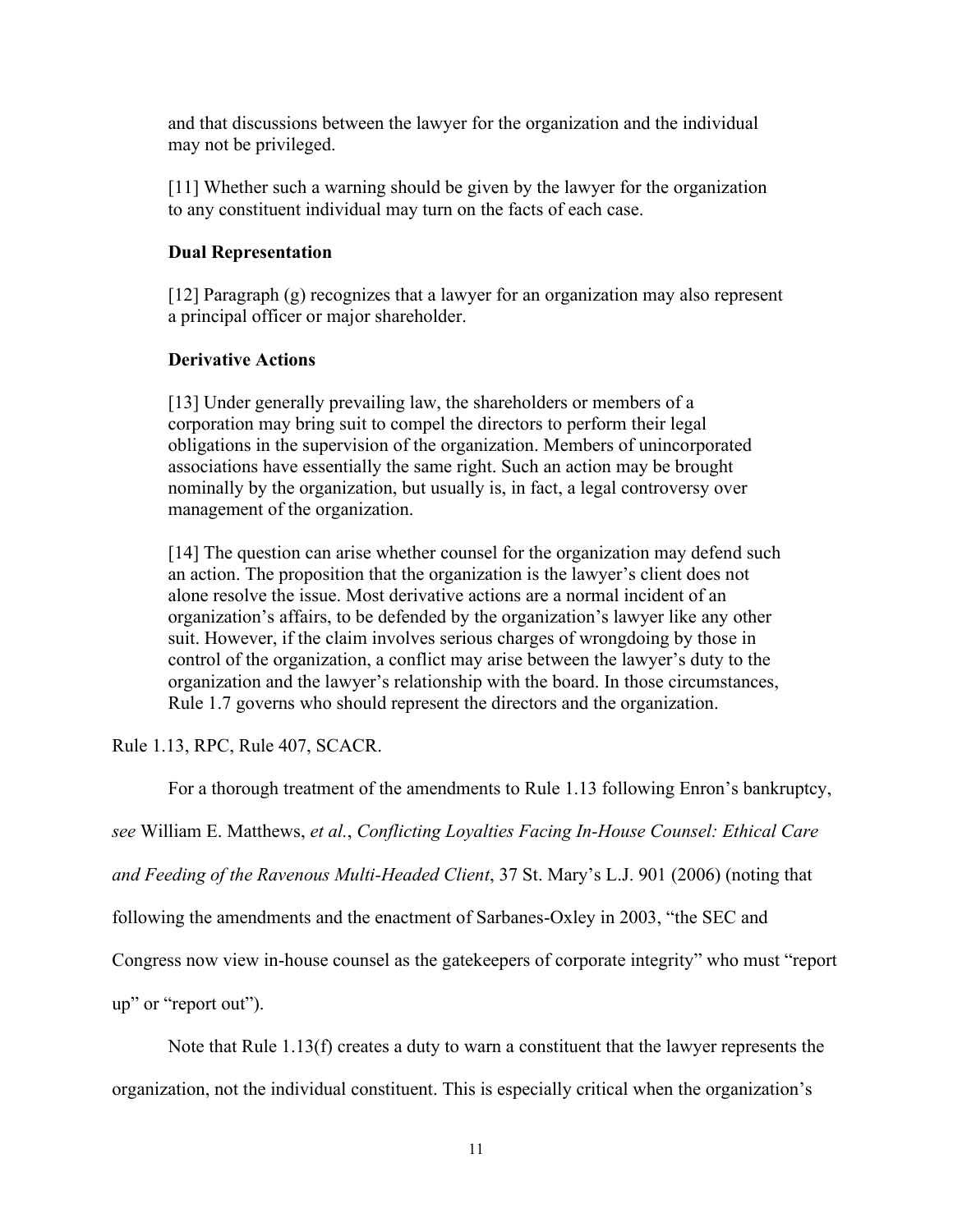and that discussions between the lawyer for the organization and the individual may not be privileged.

[11] Whether such a warning should be given by the lawyer for the organization to any constituent individual may turn on the facts of each case.

**Dual Representation**

[12] Paragraph (g) recognizes that a lawyer for an organization may also represent a principal officer or major shareholder.

**Derivative Actions**

[13] Under generally prevailing law, the shareholders or members of a corporation may bring suit to compel the directors to perform their legal obligations in the supervision of the organization. Members of unincorporated associations have essentially the same right. Such an action may be brought nominally by the organization, but usually is, in fact, a legal controversy over management of the organization.

[14] The question can arise whether counsel for the organization may defend such an action. The proposition that the organization is the lawyer's client does not alone resolve the issue. Most derivative actions are a normal incident of an organization's affairs, to be defended by the organization's lawyer like any other suit. However, if the claim involves serious charges of wrongdoing by those in control of the organization, a conflict may arise between the lawyer's duty to the organization and the lawyer's relationship with the board. In those circumstances, Rule 1.7 governs who should represent the directors and the organization.

Rule 1.13, RPC, Rule 407, SCACR.

For a thorough treatment of the amendments to Rule 1.13 following Enron's bankruptcy, *see* William E. Matthews, *et al.*, *Conflicting Loyalties Facing In-House Counsel: Ethical Care and Feeding of the Ravenous Multi-Headed Client*, 37 St. Mary's L.J. 901 (2006) (noting that following the amendments and the enactment of Sarbanes-Oxley in 2003, "the SEC and Congress now view in-house counsel as the gatekeepers of corporate integrity" who must "report up" or "report out").

Note that Rule 1.13(f) creates a duty to warn a constituent that the lawyer represents the organization, not the individual constituent. This is especially critical when the organization's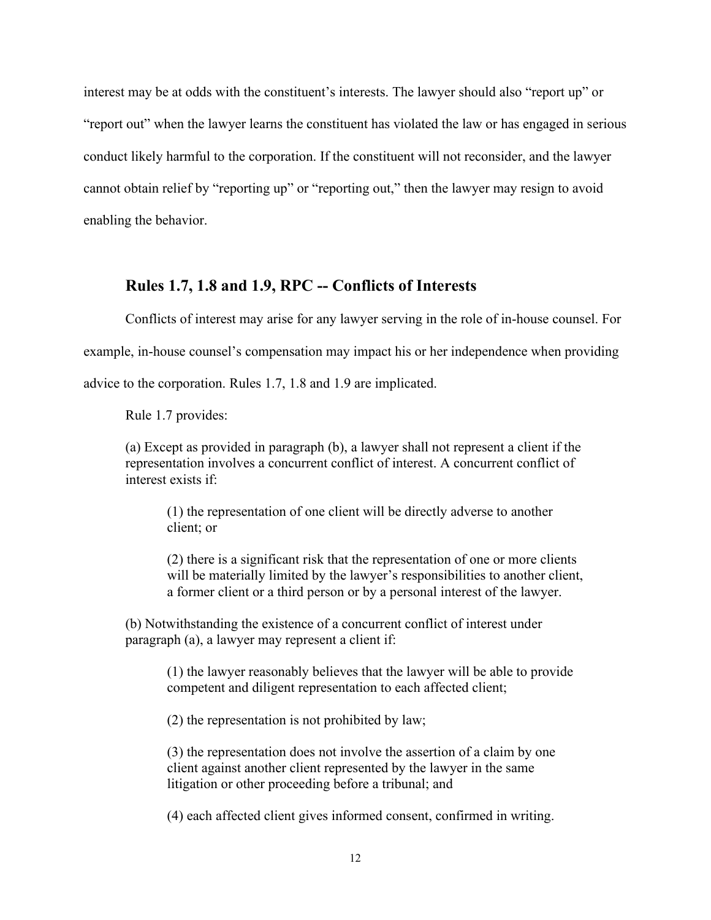interest may be at odds with the constituent's interests. The lawyer should also "report up" or "report out" when the lawyer learns the constituent has violated the law or has engaged in serious conduct likely harmful to the corporation. If the constituent will not reconsider, and the lawyer cannot obtain relief by "reporting up" or "reporting out," then the lawyer may resign to avoid enabling the behavior.

## Rules 1.7, 1.8 and 1.9, RPC -- Conflicts of Interests

Conflicts of interest may arise for any lawyer serving in the role of in-house counsel. For example, in-house counsel's compensation may impact his or her independence when providing advice to the corporation. Rules 1.7, 1.8 and 1.9 are implicated.

Rule 1.7 provides:

> (a) Except as provided in paragraph (b), a lawyer shall not represent a client if the representation involves a concurrent conflict of interest. A concurrent conflict of interest exists if:
>
> > (1) the representation of one client will be directly adverse to another client; or
> >
> > (2) there is a significant risk that the representation of one or more clients will be materially limited by the lawyer's responsibilities to another client, a former client or a third person or by a personal interest of the lawyer.
>
> (b) Notwithstanding the existence of a concurrent conflict of interest under paragraph (a), a lawyer may represent a client if:
>
> > (1) the lawyer reasonably believes that the lawyer will be able to provide competent and diligent representation to each affected client;
> >
> > (2) the representation is not prohibited by law;
> >
> > (3) the representation does not involve the assertion of a claim by one client against another client represented by the lawyer in the same litigation or other proceeding before a tribunal; and
> >
> > (4) each affected client gives informed consent, confirmed in writing.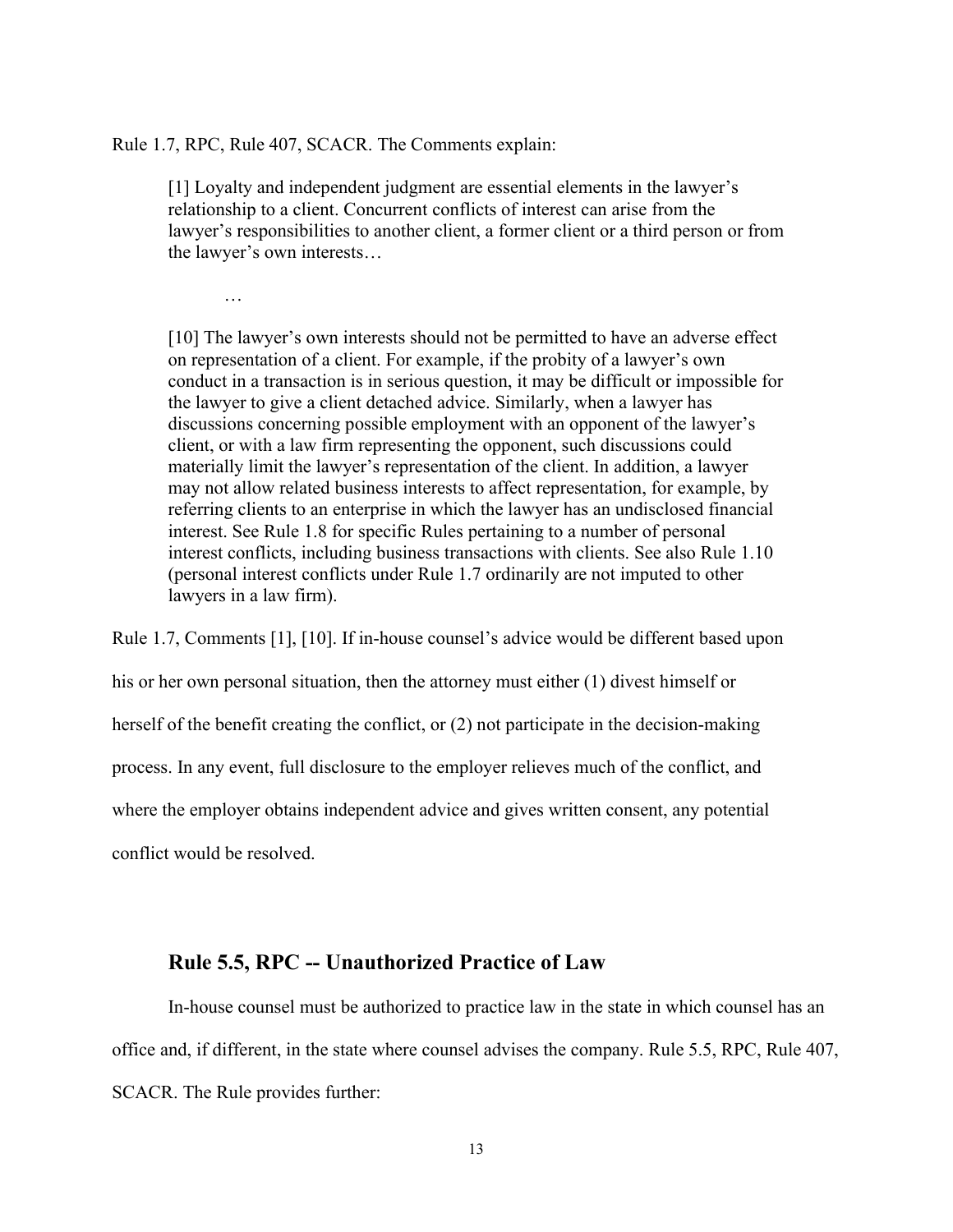Rule 1.7, RPC, Rule 407, SCACR. The Comments explain:

> [1] Loyalty and independent judgment are essential elements in the lawyer's relationship to a client. Concurrent conflicts of interest can arise from the lawyer's responsibilities to another client, a former client or a third person or from the lawyer's own interests…
>
> …
>
> [10] The lawyer's own interests should not be permitted to have an adverse effect on representation of a client. For example, if the probity of a lawyer's own conduct in a transaction is in serious question, it may be difficult or impossible for the lawyer to give a client detached advice. Similarly, when a lawyer has discussions concerning possible employment with an opponent of the lawyer's client, or with a law firm representing the opponent, such discussions could materially limit the lawyer's representation of the client. In addition, a lawyer may not allow related business interests to affect representation, for example, by referring clients to an enterprise in which the lawyer has an undisclosed financial interest. See Rule 1.8 for specific Rules pertaining to a number of personal interest conflicts, including business transactions with clients. See also Rule 1.10 (personal interest conflicts under Rule 1.7 ordinarily are not imputed to other lawyers in a law firm).

Rule 1.7, Comments [1], [10]. If in-house counsel's advice would be different based upon his or her own personal situation, then the attorney must either (1) divest himself or herself of the benefit creating the conflict, or (2) not participate in the decision-making process. In any event, full disclosure to the employer relieves much of the conflict, and where the employer obtains independent advice and gives written consent, any potential conflict would be resolved.

### Rule 5.5, RPC -- Unauthorized Practice of Law

In-house counsel must be authorized to practice law in the state in which counsel has an office and, if different, in the state where counsel advises the company. Rule 5.5, RPC, Rule 407, SCACR. The Rule provides further: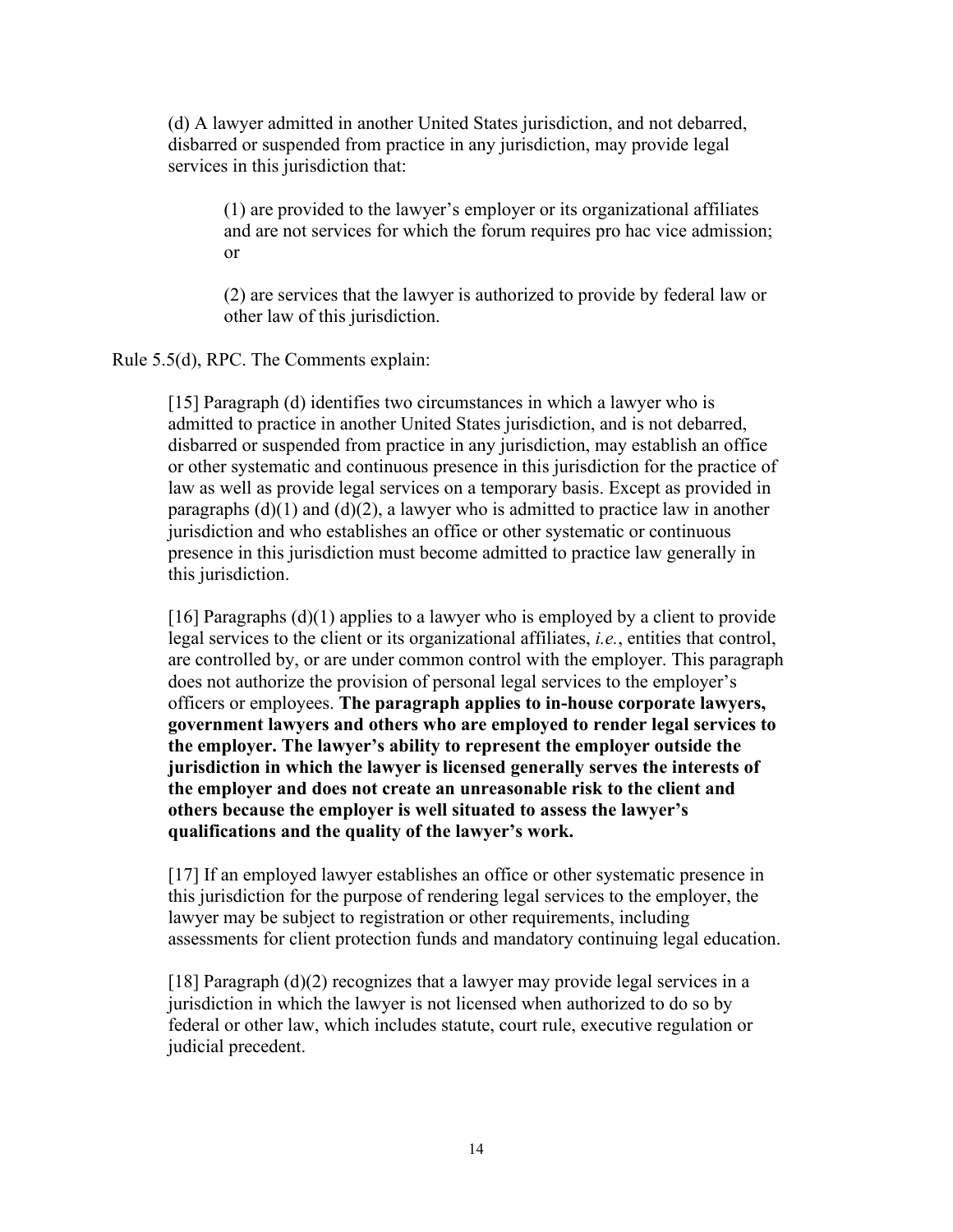> (d) A lawyer admitted in another United States jurisdiction, and not debarred, disbarred or suspended from practice in any jurisdiction, may provide legal services in this jurisdiction that:
>
> > (1) are provided to the lawyer's employer or its organizational affiliates and are not services for which the forum requires pro hac vice admission; or
> >
> > (2) are services that the lawyer is authorized to provide by federal law or other law of this jurisdiction.

Rule 5.5(d), RPC. The Comments explain:

> [15] Paragraph (d) identifies two circumstances in which a lawyer who is admitted to practice in another United States jurisdiction, and is not debarred, disbarred or suspended from practice in any jurisdiction, may establish an office or other systematic and continuous presence in this jurisdiction for the practice of law as well as provide legal services on a temporary basis. Except as provided in paragraphs (d)(1) and (d)(2), a lawyer who is admitted to practice law in another jurisdiction and who establishes an office or other systematic or continuous presence in this jurisdiction must become admitted to practice law generally in this jurisdiction.
>
> [16] Paragraphs (d)(1) applies to a lawyer who is employed by a client to provide legal services to the client or its organizational affiliates, *i.e.*, entities that control, are controlled by, or are under common control with the employer. This paragraph does not authorize the provision of personal legal services to the employer's officers or employees. **The paragraph applies to in-house corporate lawyers, government lawyers and others who are employed to render legal services to the employer. The lawyer's ability to represent the employer outside the jurisdiction in which the lawyer is licensed generally serves the interests of the employer and does not create an unreasonable risk to the client and others because the employer is well situated to assess the lawyer's qualifications and the quality of the lawyer's work.**
>
> [17] If an employed lawyer establishes an office or other systematic presence in this jurisdiction for the purpose of rendering legal services to the employer, the lawyer may be subject to registration or other requirements, including assessments for client protection funds and mandatory continuing legal education.
>
> [18] Paragraph (d)(2) recognizes that a lawyer may provide legal services in a jurisdiction in which the lawyer is not licensed when authorized to do so by federal or other law, which includes statute, court rule, executive regulation or judicial precedent.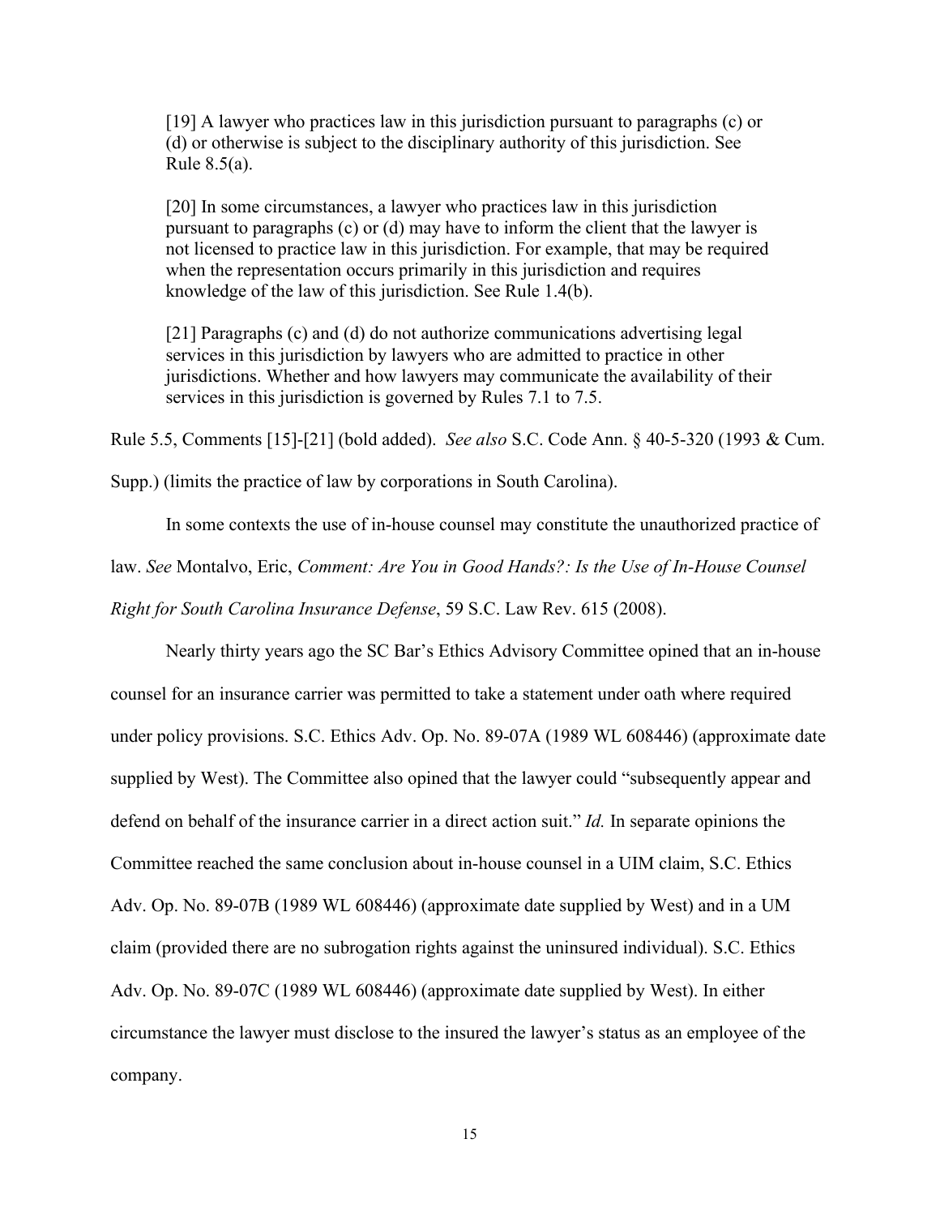> [19] A lawyer who practices law in this jurisdiction pursuant to paragraphs (c) or (d) or otherwise is subject to the disciplinary authority of this jurisdiction. See Rule 8.5(a).
>
> [20] In some circumstances, a lawyer who practices law in this jurisdiction pursuant to paragraphs (c) or (d) may have to inform the client that the lawyer is not licensed to practice law in this jurisdiction. For example, that may be required when the representation occurs primarily in this jurisdiction and requires knowledge of the law of this jurisdiction. See Rule 1.4(b).
>
> [21] Paragraphs (c) and (d) do not authorize communications advertising legal services in this jurisdiction by lawyers who are admitted to practice in other jurisdictions. Whether and how lawyers may communicate the availability of their services in this jurisdiction is governed by Rules 7.1 to 7.5.

Rule 5.5, Comments [15]-[21] (bold added). *See also* S.C. Code Ann. § 40-5-320 (1993 & Cum. Supp.) (limits the practice of law by corporations in South Carolina).

In some contexts the use of in-house counsel may constitute the unauthorized practice of law. *See* Montalvo, Eric, *Comment: Are You in Good Hands?: Is the Use of In-House Counsel Right for South Carolina Insurance Defense*, 59 S.C. Law Rev. 615 (2008).

Nearly thirty years ago the SC Bar's Ethics Advisory Committee opined that an in-house counsel for an insurance carrier was permitted to take a statement under oath where required under policy provisions. S.C. Ethics Adv. Op. No. 89-07A (1989 WL 608446) (approximate date supplied by West). The Committee also opined that the lawyer could "subsequently appear and defend on behalf of the insurance carrier in a direct action suit." *Id.* In separate opinions the Committee reached the same conclusion about in-house counsel in a UIM claim, S.C. Ethics Adv. Op. No. 89-07B (1989 WL 608446) (approximate date supplied by West) and in a UM claim (provided there are no subrogation rights against the uninsured individual). S.C. Ethics Adv. Op. No. 89-07C (1989 WL 608446) (approximate date supplied by West). In either circumstance the lawyer must disclose to the insured the lawyer's status as an employee of the company.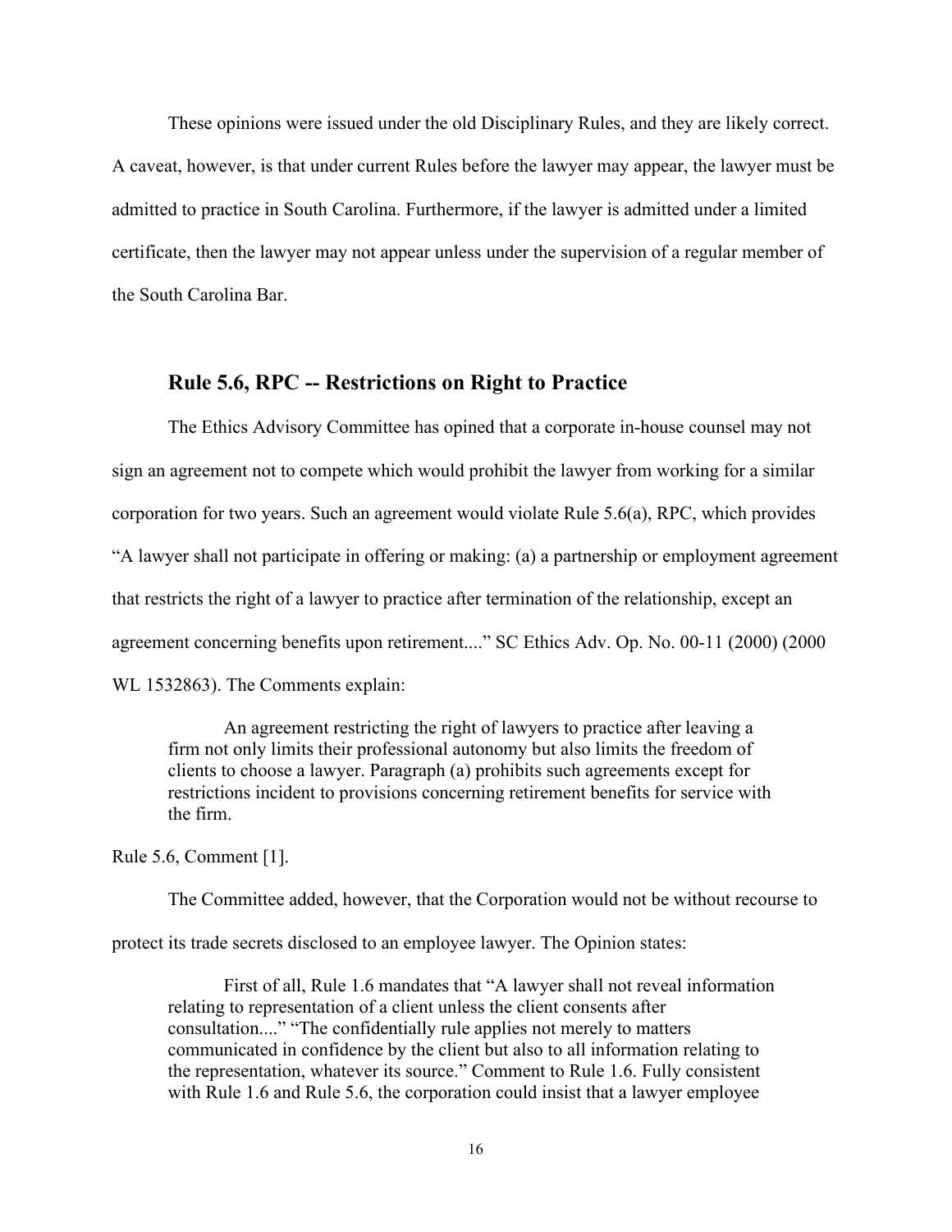These opinions were issued under the old Disciplinary Rules, and they are likely correct. A caveat, however, is that under current Rules before the lawyer may appear, the lawyer must be admitted to practice in South Carolina. Furthermore, if the lawyer is admitted under a limited certificate, then the lawyer may not appear unless under the supervision of a regular member of the South Carolina Bar.

### Rule 5.6, RPC -- Restrictions on Right to Practice

The Ethics Advisory Committee has opined that a corporate in-house counsel may not sign an agreement not to compete which would prohibit the lawyer from working for a similar corporation for two years. Such an agreement would violate Rule 5.6(a), RPC, which provides "A lawyer shall not participate in offering or making: (a) a partnership or employment agreement that restricts the right of a lawyer to practice after termination of the relationship, except an agreement concerning benefits upon retirement...." SC Ethics Adv. Op. No. 00-11 (2000) (2000 WL 1532863). The Comments explain:

> An agreement restricting the right of lawyers to practice after leaving a firm not only limits their professional autonomy but also limits the freedom of clients to choose a lawyer. Paragraph (a) prohibits such agreements except for restrictions incident to provisions concerning retirement benefits for service with the firm.

Rule 5.6, Comment [1].

The Committee added, however, that the Corporation would not be without recourse to protect its trade secrets disclosed to an employee lawyer. The Opinion states:

> First of all, Rule 1.6 mandates that "A lawyer shall not reveal information relating to representation of a client unless the client consents after consultation...." "The confidentially rule applies not merely to matters communicated in confidence by the client but also to all information relating to the representation, whatever its source." Comment to Rule 1.6. Fully consistent with Rule 1.6 and Rule 5.6, the corporation could insist that a lawyer employee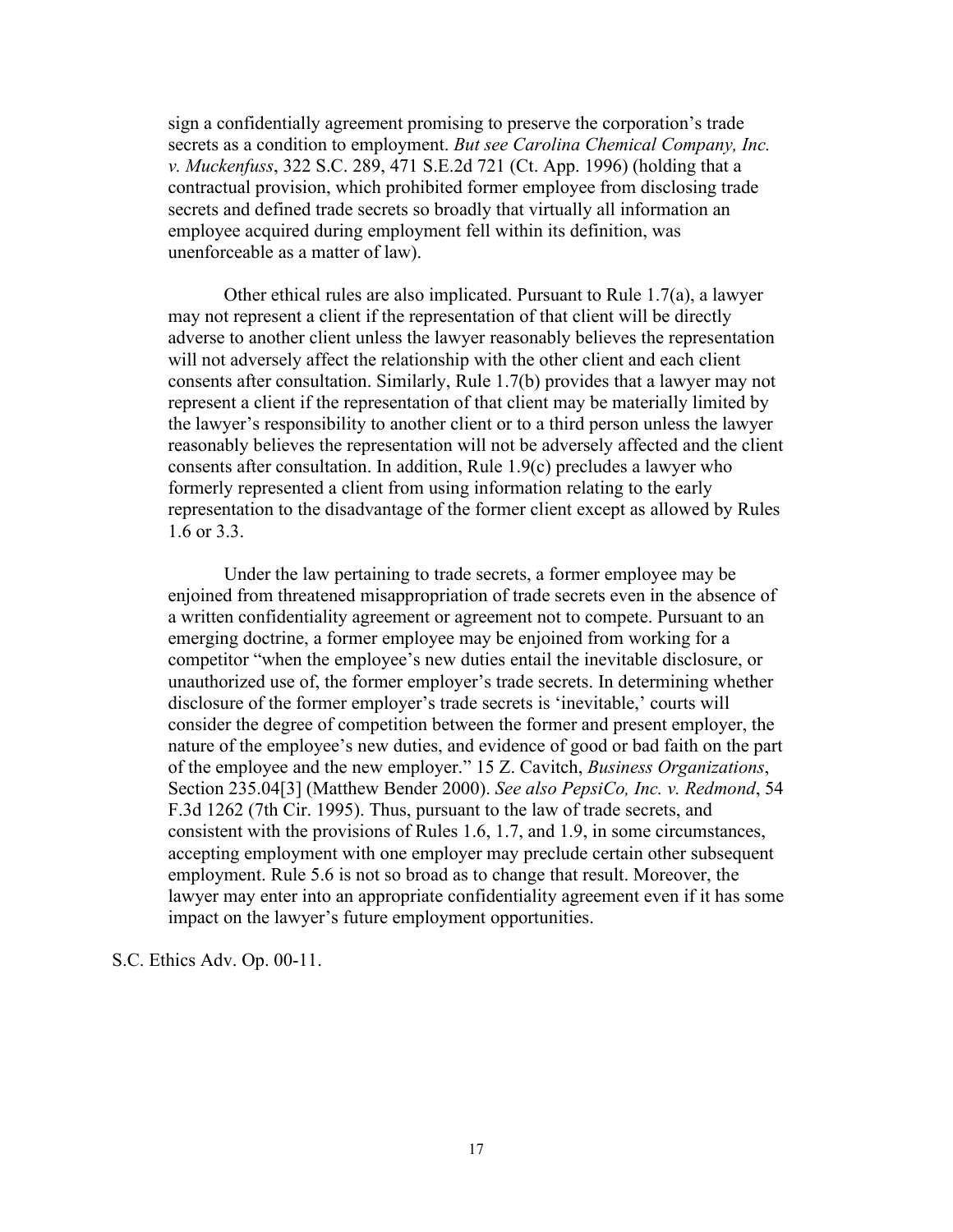sign a confidentially agreement promising to preserve the corporation's trade secrets as a condition to employment. *But see Carolina Chemical Company, Inc. v. Muckenfuss*, 322 S.C. 289, 471 S.E.2d 721 (Ct. App. 1996) (holding that a contractual provision, which prohibited former employee from disclosing trade secrets and defined trade secrets so broadly that virtually all information an employee acquired during employment fell within its definition, was unenforceable as a matter of law).

Other ethical rules are also implicated. Pursuant to Rule 1.7(a), a lawyer may not represent a client if the representation of that client will be directly adverse to another client unless the lawyer reasonably believes the representation will not adversely affect the relationship with the other client and each client consents after consultation. Similarly, Rule 1.7(b) provides that a lawyer may not represent a client if the representation of that client may be materially limited by the lawyer's responsibility to another client or to a third person unless the lawyer reasonably believes the representation will not be adversely affected and the client consents after consultation. In addition, Rule 1.9(c) precludes a lawyer who formerly represented a client from using information relating to the early representation to the disadvantage of the former client except as allowed by Rules 1.6 or 3.3.

Under the law pertaining to trade secrets, a former employee may be enjoined from threatened misappropriation of trade secrets even in the absence of a written confidentiality agreement or agreement not to compete. Pursuant to an emerging doctrine, a former employee may be enjoined from working for a competitor "when the employee's new duties entail the inevitable disclosure, or unauthorized use of, the former employer's trade secrets. In determining whether disclosure of the former employer's trade secrets is 'inevitable,' courts will consider the degree of competition between the former and present employer, the nature of the employee's new duties, and evidence of good or bad faith on the part of the employee and the new employer." 15 Z. Cavitch, *Business Organizations*, Section 235.04[3] (Matthew Bender 2000). *See also PepsiCo, Inc. v. Redmond*, 54 F.3d 1262 (7th Cir. 1995). Thus, pursuant to the law of trade secrets, and consistent with the provisions of Rules 1.6, 1.7, and 1.9, in some circumstances, accepting employment with one employer may preclude certain other subsequent employment. Rule 5.6 is not so broad as to change that result. Moreover, the lawyer may enter into an appropriate confidentiality agreement even if it has some impact on the lawyer's future employment opportunities.

S.C. Ethics Adv. Op. 00-11.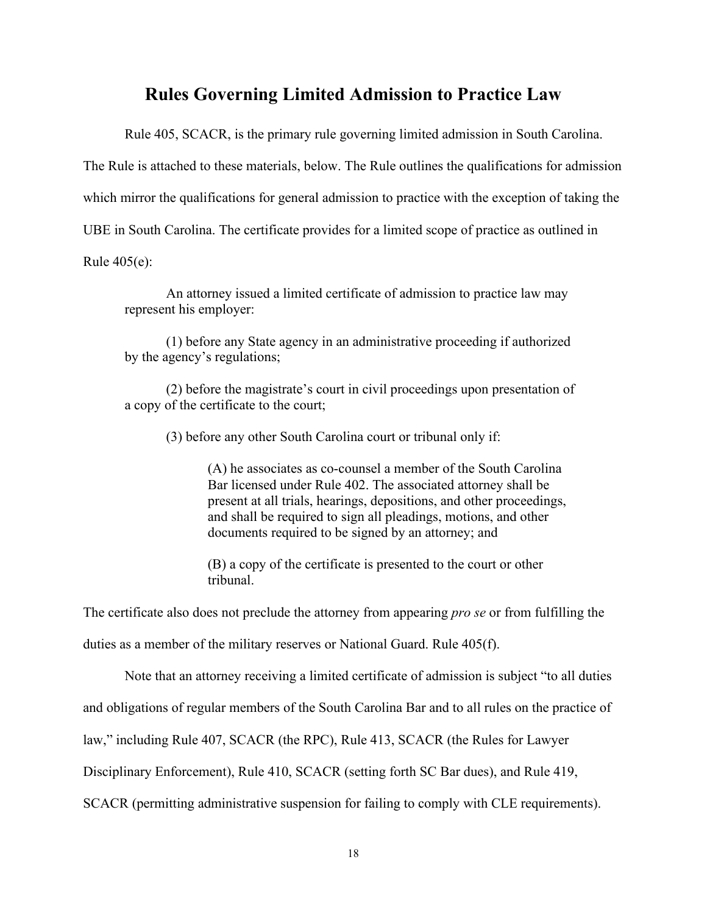# Rules Governing Limited Admission to Practice Law

Rule 405, SCACR, is the primary rule governing limited admission in South Carolina. The Rule is attached to these materials, below. The Rule outlines the qualifications for admission which mirror the qualifications for general admission to practice with the exception of taking the UBE in South Carolina. The certificate provides for a limited scope of practice as outlined in Rule 405(e):

> An attorney issued a limited certificate of admission to practice law may represent his employer:
>
> (1) before any State agency in an administrative proceeding if authorized by the agency's regulations;
>
> (2) before the magistrate's court in civil proceedings upon presentation of a copy of the certificate to the court;
>
> (3) before any other South Carolina court or tribunal only if:
>
> > (A) he associates as co-counsel a member of the South Carolina Bar licensed under Rule 402. The associated attorney shall be present at all trials, hearings, depositions, and other proceedings, and shall be required to sign all pleadings, motions, and other documents required to be signed by an attorney; and
> >
> > (B) a copy of the certificate is presented to the court or other tribunal.

The certificate also does not preclude the attorney from appearing *pro se* or from fulfilling the duties as a member of the military reserves or National Guard. Rule 405(f).

Note that an attorney receiving a limited certificate of admission is subject "to all duties and obligations of regular members of the South Carolina Bar and to all rules on the practice of law," including Rule 407, SCACR (the RPC), Rule 413, SCACR (the Rules for Lawyer Disciplinary Enforcement), Rule 410, SCACR (setting forth SC Bar dues), and Rule 419, SCACR (permitting administrative suspension for failing to comply with CLE requirements).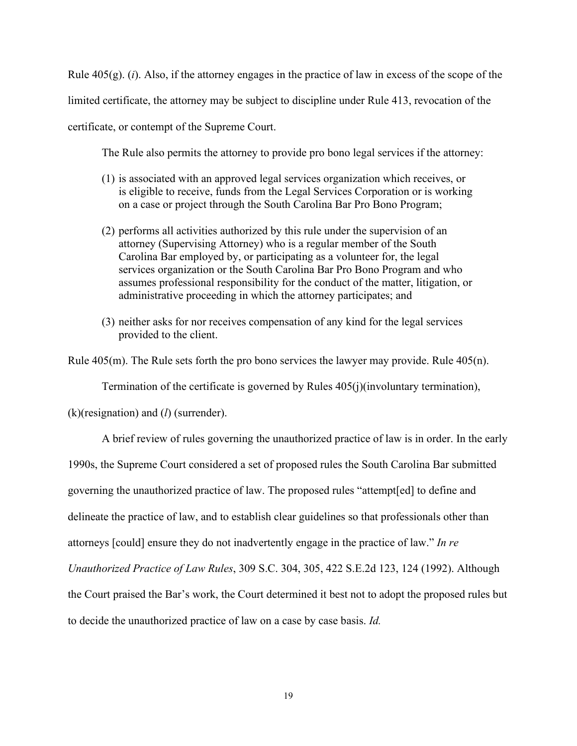Rule 405(g). (*i*). Also, if the attorney engages in the practice of law in excess of the scope of the limited certificate, the attorney may be subject to discipline under Rule 413, revocation of the certificate, or contempt of the Supreme Court.

The Rule also permits the attorney to provide pro bono legal services if the attorney:

> (1) is associated with an approved legal services organization which receives, or is eligible to receive, funds from the Legal Services Corporation or is working on a case or project through the South Carolina Bar Pro Bono Program;
>
> (2) performs all activities authorized by this rule under the supervision of an attorney (Supervising Attorney) who is a regular member of the South Carolina Bar employed by, or participating as a volunteer for, the legal services organization or the South Carolina Bar Pro Bono Program and who assumes professional responsibility for the conduct of the matter, litigation, or administrative proceeding in which the attorney participates; and
>
> (3) neither asks for nor receives compensation of any kind for the legal services provided to the client.

Rule 405(m). The Rule sets forth the pro bono services the lawyer may provide. Rule 405(n).

Termination of the certificate is governed by Rules 405(j)(involuntary termination), (k)(resignation) and (*l*) (surrender).

A brief review of rules governing the unauthorized practice of law is in order. In the early 1990s, the Supreme Court considered a set of proposed rules the South Carolina Bar submitted governing the unauthorized practice of law. The proposed rules "attempt[ed] to define and delineate the practice of law, and to establish clear guidelines so that professionals other than attorneys [could] ensure they do not inadvertently engage in the practice of law." *In re Unauthorized Practice of Law Rules*, 309 S.C. 304, 305, 422 S.E.2d 123, 124 (1992). Although the Court praised the Bar's work, the Court determined it best not to adopt the proposed rules but to decide the unauthorized practice of law on a case by case basis. *Id.*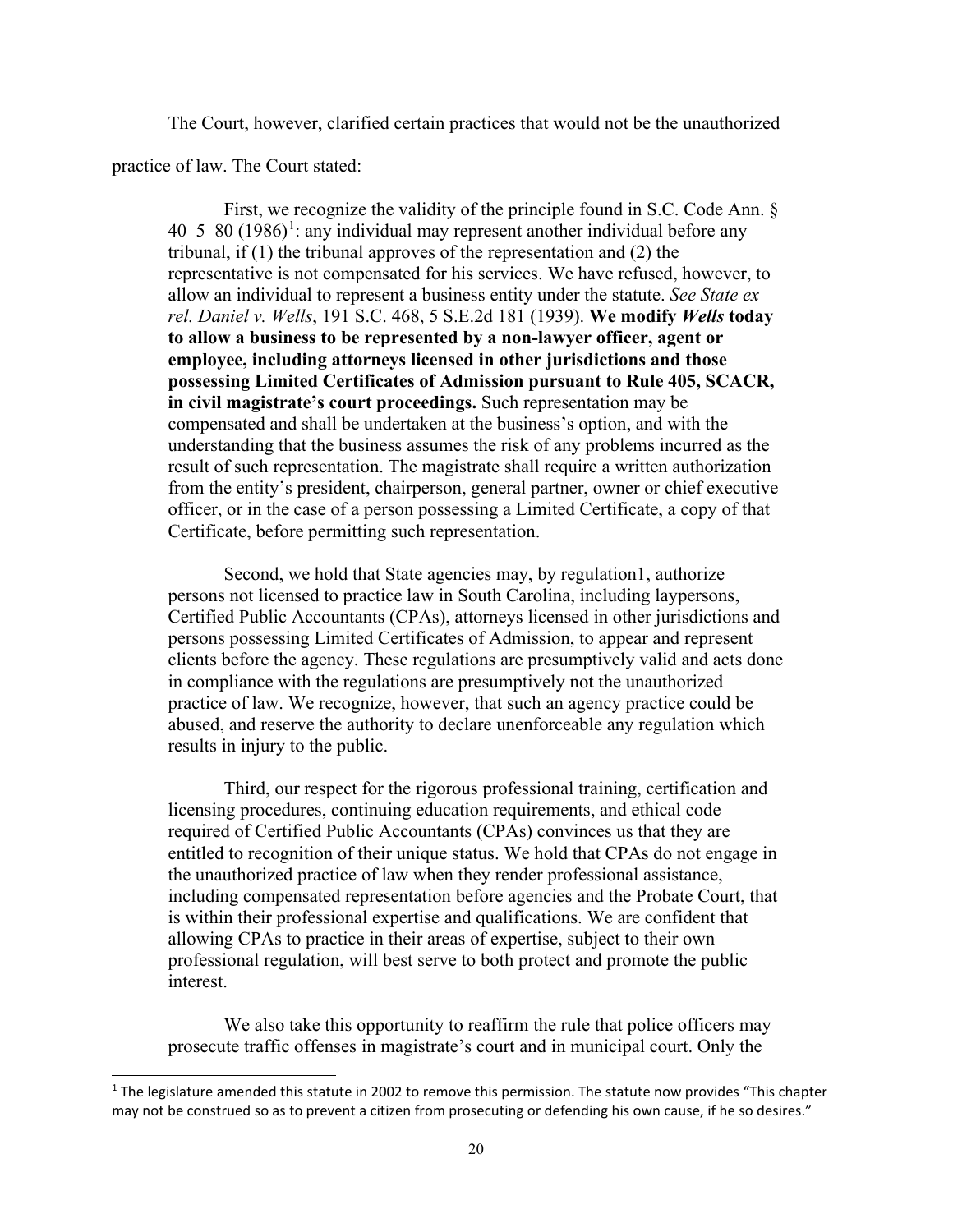The Court, however, clarified certain practices that would not be the unauthorized practice of law. The Court stated:

> First, we recognize the validity of the principle found in S.C. Code Ann. § 40–5–80 (1986)[1]: any individual may represent another individual before any tribunal, if (1) the tribunal approves of the representation and (2) the representative is not compensated for his services. We have refused, however, to allow an individual to represent a business entity under the statute. *See State ex rel. Daniel v. Wells*, 191 S.C. 468, 5 S.E.2d 181 (1939). **We modify *Wells* today to allow a business to be represented by a non-lawyer officer, agent or employee, including attorneys licensed in other jurisdictions and those possessing Limited Certificates of Admission pursuant to Rule 405, SCACR, in civil magistrate's court proceedings.** Such representation may be compensated and shall be undertaken at the business's option, and with the understanding that the business assumes the risk of any problems incurred as the result of such representation. The magistrate shall require a written authorization from the entity's president, chairperson, general partner, owner or chief executive officer, or in the case of a person possessing a Limited Certificate, a copy of that Certificate, before permitting such representation.
>
> Second, we hold that State agencies may, by regulation1, authorize persons not licensed to practice law in South Carolina, including laypersons, Certified Public Accountants (CPAs), attorneys licensed in other jurisdictions and persons possessing Limited Certificates of Admission, to appear and represent clients before the agency. These regulations are presumptively valid and acts done in compliance with the regulations are presumptively not the unauthorized practice of law. We recognize, however, that such an agency practice could be abused, and reserve the authority to declare unenforceable any regulation which results in injury to the public.
>
> Third, our respect for the rigorous professional training, certification and licensing procedures, continuing education requirements, and ethical code required of Certified Public Accountants (CPAs) convinces us that they are entitled to recognition of their unique status. We hold that CPAs do not engage in the unauthorized practice of law when they render professional assistance, including compensated representation before agencies and the Probate Court, that is within their professional expertise and qualifications. We are confident that allowing CPAs to practice in their areas of expertise, subject to their own professional regulation, will best serve to both protect and promote the public interest.
>
> We also take this opportunity to reaffirm the rule that police officers may prosecute traffic offenses in magistrate's court and in municipal court. Only the

[1] The legislature amended this statute in 2002 to remove this permission. The statute now provides "This chapter may not be construed so as to prevent a citizen from prosecuting or defending his own cause, if he so desires."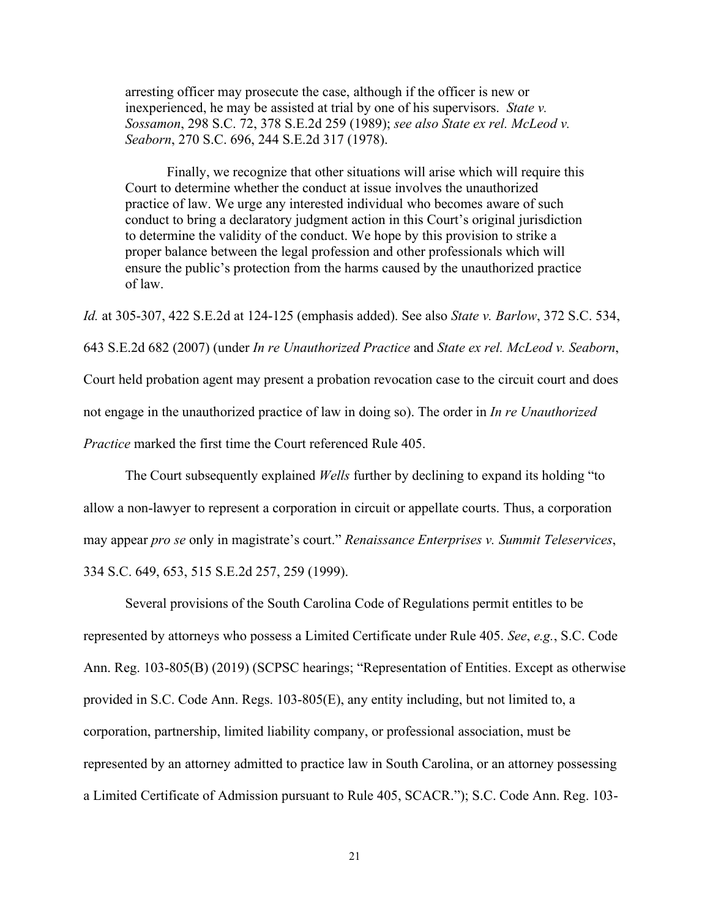> arresting officer may prosecute the case, although if the officer is new or inexperienced, he may be assisted at trial by one of his supervisors. *State v. Sossamon*, 298 S.C. 72, 378 S.E.2d 259 (1989); *see also State ex rel. McLeod v. Seaborn*, 270 S.C. 696, 244 S.E.2d 317 (1978).
>
> Finally, we recognize that other situations will arise which will require this Court to determine whether the conduct at issue involves the unauthorized practice of law. We urge any interested individual who becomes aware of such conduct to bring a declaratory judgment action in this Court's original jurisdiction to determine the validity of the conduct. We hope by this provision to strike a proper balance between the legal profession and other professionals which will ensure the public's protection from the harms caused by the unauthorized practice of law.

*Id.* at 305-307, 422 S.E.2d at 124-125 (emphasis added). See also *State v. Barlow*, 372 S.C. 534, 643 S.E.2d 682 (2007) (under *In re Unauthorized Practice* and *State ex rel. McLeod v. Seaborn*, Court held probation agent may present a probation revocation case to the circuit court and does not engage in the unauthorized practice of law in doing so). The order in *In re Unauthorized Practice* marked the first time the Court referenced Rule 405.

The Court subsequently explained *Wells* further by declining to expand its holding "to allow a non-lawyer to represent a corporation in circuit or appellate courts. Thus, a corporation may appear *pro se* only in magistrate's court." *Renaissance Enterprises v. Summit Teleservices*, 334 S.C. 649, 653, 515 S.E.2d 257, 259 (1999).

Several provisions of the South Carolina Code of Regulations permit entitles to be represented by attorneys who possess a Limited Certificate under Rule 405. *See*, *e.g.*, S.C. Code Ann. Reg. 103-805(B) (2019) (SCPSC hearings; "Representation of Entities. Except as otherwise provided in S.C. Code Ann. Regs. 103-805(E), any entity including, but not limited to, a corporation, partnership, limited liability company, or professional association, must be represented by an attorney admitted to practice law in South Carolina, or an attorney possessing a Limited Certificate of Admission pursuant to Rule 405, SCACR."); S.C. Code Ann. Reg. 103-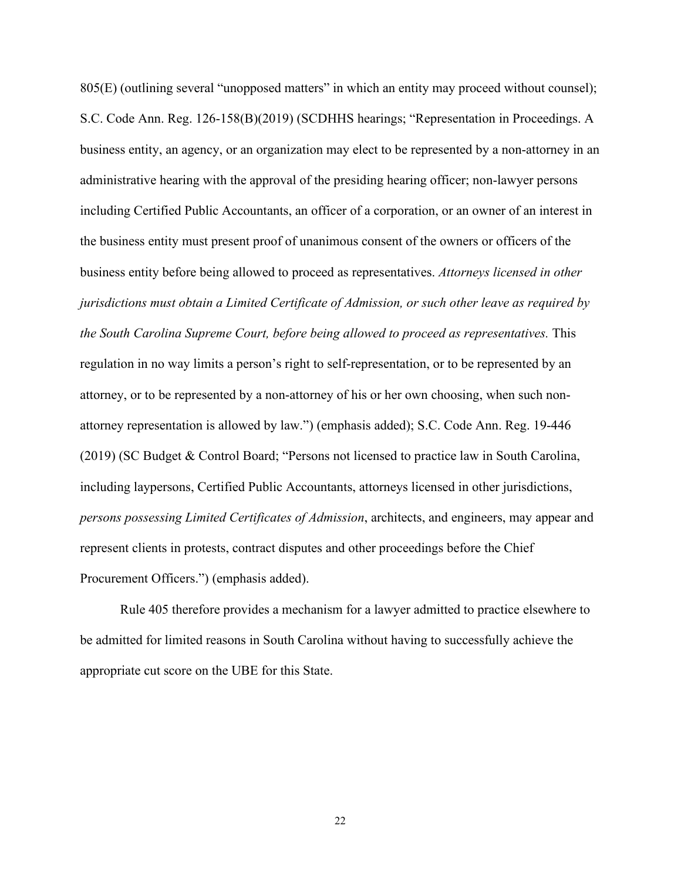805(E) (outlining several "unopposed matters" in which an entity may proceed without counsel); S.C. Code Ann. Reg. 126-158(B)(2019) (SCDHHS hearings; "Representation in Proceedings. A business entity, an agency, or an organization may elect to be represented by a non-attorney in an administrative hearing with the approval of the presiding hearing officer; non-lawyer persons including Certified Public Accountants, an officer of a corporation, or an owner of an interest in the business entity must present proof of unanimous consent of the owners or officers of the business entity before being allowed to proceed as representatives. *Attorneys licensed in other jurisdictions must obtain a Limited Certificate of Admission, or such other leave as required by the South Carolina Supreme Court, before being allowed to proceed as representatives.* This regulation in no way limits a person's right to self-representation, or to be represented by an attorney, or to be represented by a non-attorney of his or her own choosing, when such non-attorney representation is allowed by law.") (emphasis added); S.C. Code Ann. Reg. 19-446 (2019) (SC Budget & Control Board; "Persons not licensed to practice law in South Carolina, including laypersons, Certified Public Accountants, attorneys licensed in other jurisdictions, *persons possessing Limited Certificates of Admission*, architects, and engineers, may appear and represent clients in protests, contract disputes and other proceedings before the Chief Procurement Officers.") (emphasis added).

Rule 405 therefore provides a mechanism for a lawyer admitted to practice elsewhere to be admitted for limited reasons in South Carolina without having to successfully achieve the appropriate cut score on the UBE for this State.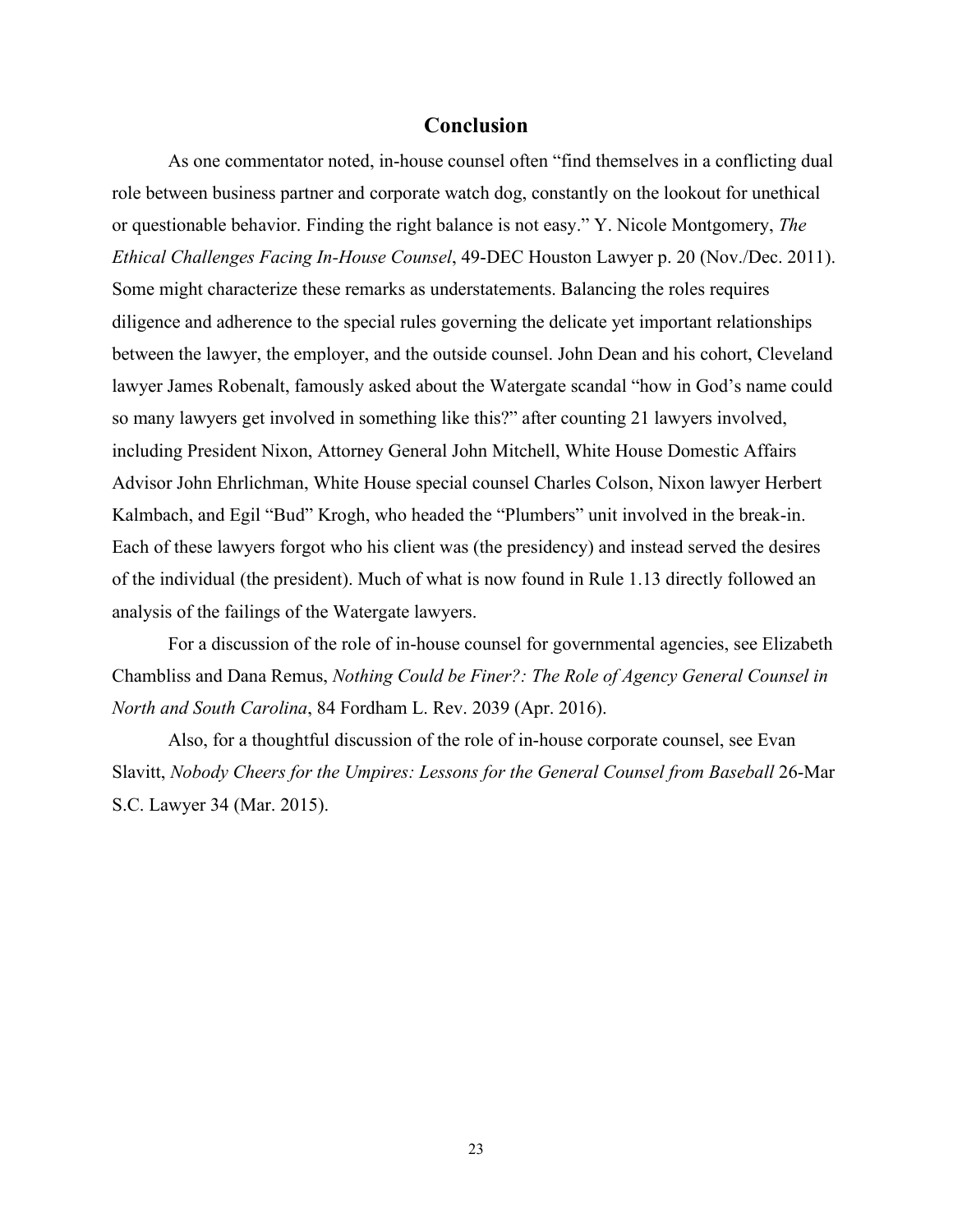## Conclusion

As one commentator noted, in-house counsel often "find themselves in a conflicting dual role between business partner and corporate watch dog, constantly on the lookout for unethical or questionable behavior. Finding the right balance is not easy." Y. Nicole Montgomery, *The Ethical Challenges Facing In-House Counsel*, 49-DEC Houston Lawyer p. 20 (Nov./Dec. 2011). Some might characterize these remarks as understatements. Balancing the roles requires diligence and adherence to the special rules governing the delicate yet important relationships between the lawyer, the employer, and the outside counsel. John Dean and his cohort, Cleveland lawyer James Robenalt, famously asked about the Watergate scandal "how in God's name could so many lawyers get involved in something like this?" after counting 21 lawyers involved, including President Nixon, Attorney General John Mitchell, White House Domestic Affairs Advisor John Ehrlichman, White House special counsel Charles Colson, Nixon lawyer Herbert Kalmbach, and Egil "Bud" Krogh, who headed the "Plumbers" unit involved in the break-in. Each of these lawyers forgot who his client was (the presidency) and instead served the desires of the individual (the president). Much of what is now found in Rule 1.13 directly followed an analysis of the failings of the Watergate lawyers.

For a discussion of the role of in-house counsel for governmental agencies, see Elizabeth Chambliss and Dana Remus, *Nothing Could be Finer?: The Role of Agency General Counsel in North and South Carolina*, 84 Fordham L. Rev. 2039 (Apr. 2016).

Also, for a thoughtful discussion of the role of in-house corporate counsel, see Evan Slavitt, *Nobody Cheers for the Umpires: Lessons for the General Counsel from Baseball* 26-Mar S.C. Lawyer 34 (Mar. 2015).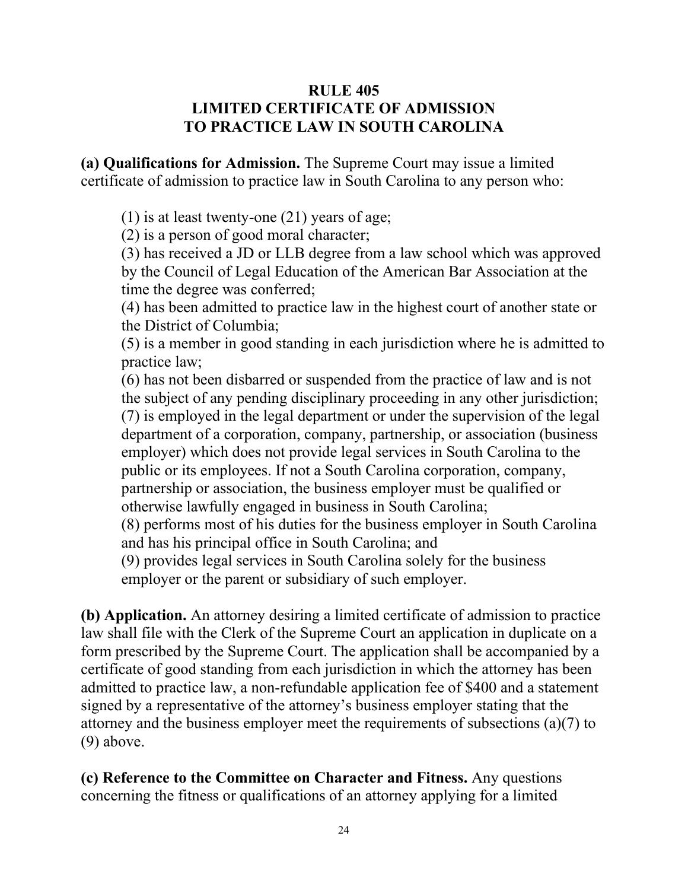# RULE 405
# LIMITED CERTIFICATE OF ADMISSION TO PRACTICE LAW IN SOUTH CAROLINA

**(a) Qualifications for Admission.** The Supreme Court may issue a limited certificate of admission to practice law in South Carolina to any person who:

(1) is at least twenty-one (21) years of age;
(2) is a person of good moral character;
(3) has received a JD or LLB degree from a law school which was approved by the Council of Legal Education of the American Bar Association at the time the degree was conferred;
(4) has been admitted to practice law in the highest court of another state or the District of Columbia;
(5) is a member in good standing in each jurisdiction where he is admitted to practice law;
(6) has not been disbarred or suspended from the practice of law and is not the subject of any pending disciplinary proceeding in any other jurisdiction;
(7) is employed in the legal department or under the supervision of the legal department of a corporation, company, partnership, or association (business employer) which does not provide legal services in South Carolina to the public or its employees. If not a South Carolina corporation, company, partnership or association, the business employer must be qualified or otherwise lawfully engaged in business in South Carolina;
(8) performs most of his duties for the business employer in South Carolina and has his principal office in South Carolina; and
(9) provides legal services in South Carolina solely for the business employer or the parent or subsidiary of such employer.

**(b) Application.** An attorney desiring a limited certificate of admission to practice law shall file with the Clerk of the Supreme Court an application in duplicate on a form prescribed by the Supreme Court. The application shall be accompanied by a certificate of good standing from each jurisdiction in which the attorney has been admitted to practice law, a non-refundable application fee of $400 and a statement signed by a representative of the attorney's business employer stating that the attorney and the business employer meet the requirements of subsections (a)(7) to (9) above.

**(c) Reference to the Committee on Character and Fitness.** Any questions concerning the fitness or qualifications of an attorney applying for a limited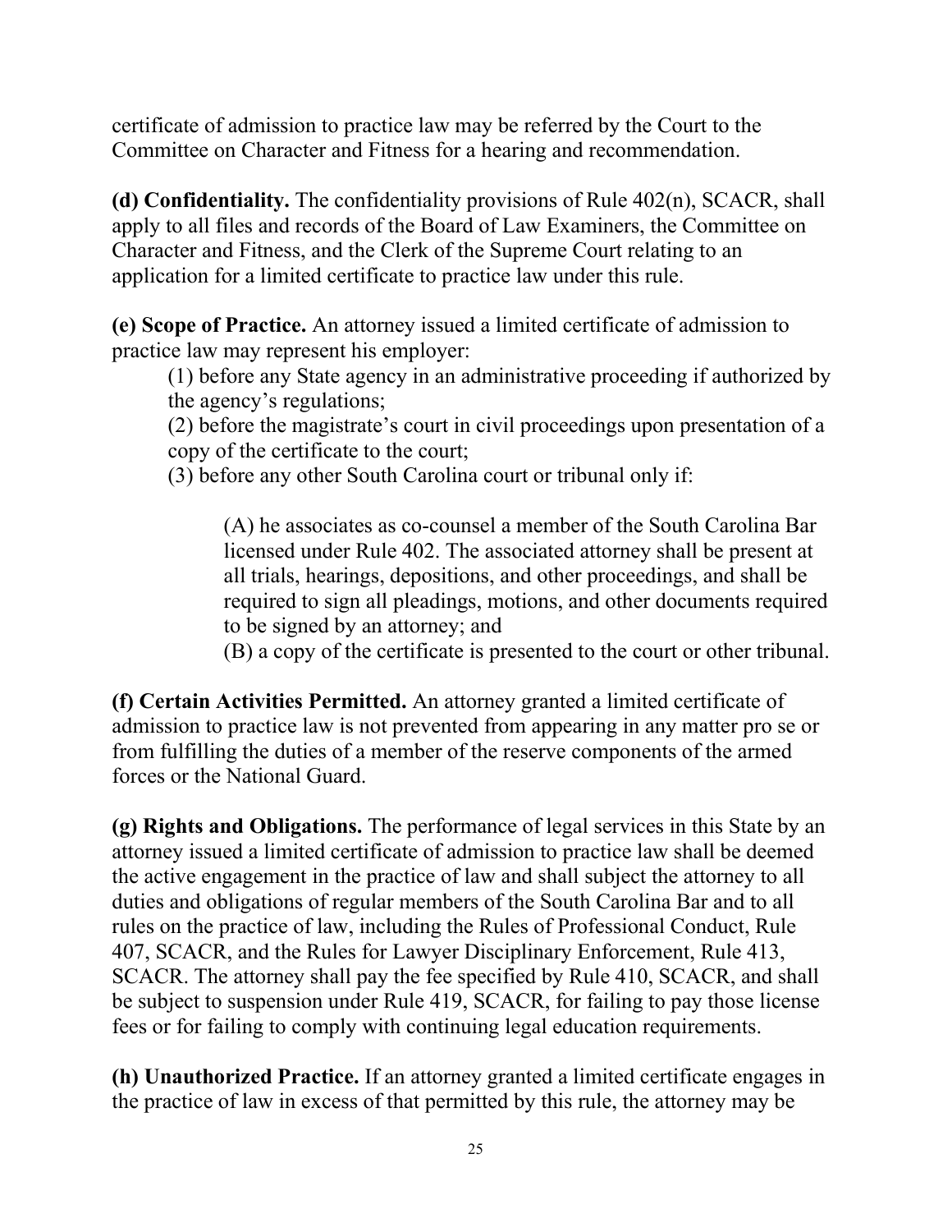certificate of admission to practice law may be referred by the Court to the Committee on Character and Fitness for a hearing and recommendation.

**(d) Confidentiality.** The confidentiality provisions of Rule 402(n), SCACR, shall apply to all files and records of the Board of Law Examiners, the Committee on Character and Fitness, and the Clerk of the Supreme Court relating to an application for a limited certificate to practice law under this rule.

**(e) Scope of Practice.** An attorney issued a limited certificate of admission to practice law may represent his employer:

(1) before any State agency in an administrative proceeding if authorized by the agency's regulations;

(2) before the magistrate's court in civil proceedings upon presentation of a copy of the certificate to the court;

(3) before any other South Carolina court or tribunal only if:

(A) he associates as co-counsel a member of the South Carolina Bar licensed under Rule 402. The associated attorney shall be present at all trials, hearings, depositions, and other proceedings, and shall be required to sign all pleadings, motions, and other documents required to be signed by an attorney; and

(B) a copy of the certificate is presented to the court or other tribunal.

**(f) Certain Activities Permitted.** An attorney granted a limited certificate of admission to practice law is not prevented from appearing in any matter pro se or from fulfilling the duties of a member of the reserve components of the armed forces or the National Guard.

**(g) Rights and Obligations.** The performance of legal services in this State by an attorney issued a limited certificate of admission to practice law shall be deemed the active engagement in the practice of law and shall subject the attorney to all duties and obligations of regular members of the South Carolina Bar and to all rules on the practice of law, including the Rules of Professional Conduct, Rule 407, SCACR, and the Rules for Lawyer Disciplinary Enforcement, Rule 413, SCACR. The attorney shall pay the fee specified by Rule 410, SCACR, and shall be subject to suspension under Rule 419, SCACR, for failing to pay those license fees or for failing to comply with continuing legal education requirements.

**(h) Unauthorized Practice.** If an attorney granted a limited certificate engages in the practice of law in excess of that permitted by this rule, the attorney may be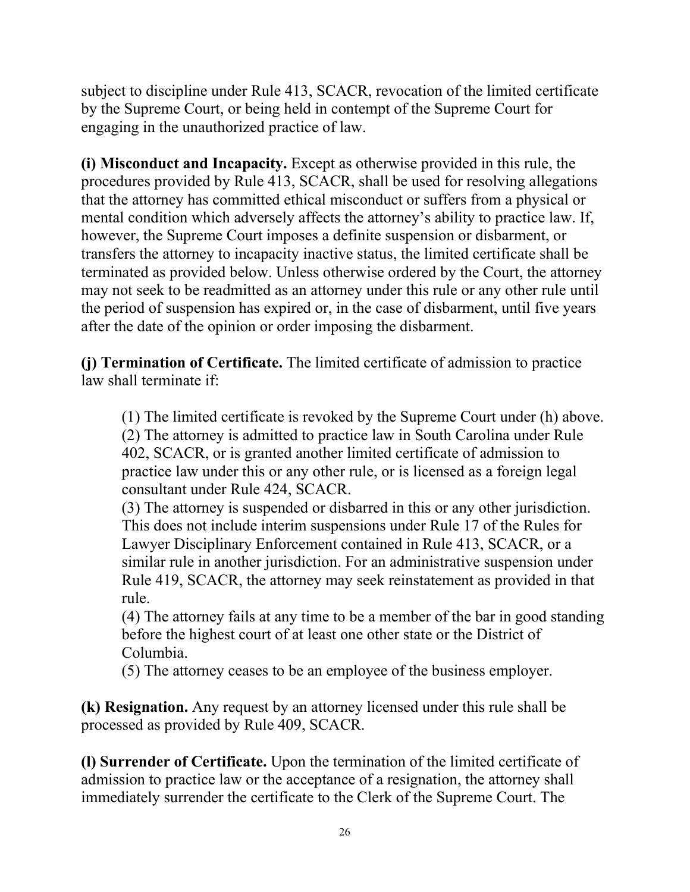subject to discipline under Rule 413, SCACR, revocation of the limited certificate by the Supreme Court, or being held in contempt of the Supreme Court for engaging in the unauthorized practice of law.

**(i) Misconduct and Incapacity.** Except as otherwise provided in this rule, the procedures provided by Rule 413, SCACR, shall be used for resolving allegations that the attorney has committed ethical misconduct or suffers from a physical or mental condition which adversely affects the attorney's ability to practice law. If, however, the Supreme Court imposes a definite suspension or disbarment, or transfers the attorney to incapacity inactive status, the limited certificate shall be terminated as provided below. Unless otherwise ordered by the Court, the attorney may not seek to be readmitted as an attorney under this rule or any other rule until the period of suspension has expired or, in the case of disbarment, until five years after the date of the opinion or order imposing the disbarment.

**(j) Termination of Certificate.** The limited certificate of admission to practice law shall terminate if:

(1) The limited certificate is revoked by the Supreme Court under (h) above.
(2) The attorney is admitted to practice law in South Carolina under Rule 402, SCACR, or is granted another limited certificate of admission to practice law under this or any other rule, or is licensed as a foreign legal consultant under Rule 424, SCACR.
(3) The attorney is suspended or disbarred in this or any other jurisdiction. This does not include interim suspensions under Rule 17 of the Rules for Lawyer Disciplinary Enforcement contained in Rule 413, SCACR, or a similar rule in another jurisdiction. For an administrative suspension under Rule 419, SCACR, the attorney may seek reinstatement as provided in that rule.
(4) The attorney fails at any time to be a member of the bar in good standing before the highest court of at least one other state or the District of Columbia.
(5) The attorney ceases to be an employee of the business employer.

**(k) Resignation.** Any request by an attorney licensed under this rule shall be processed as provided by Rule 409, SCACR.

**(l) Surrender of Certificate.** Upon the termination of the limited certificate of admission to practice law or the acceptance of a resignation, the attorney shall immediately surrender the certificate to the Clerk of the Supreme Court. The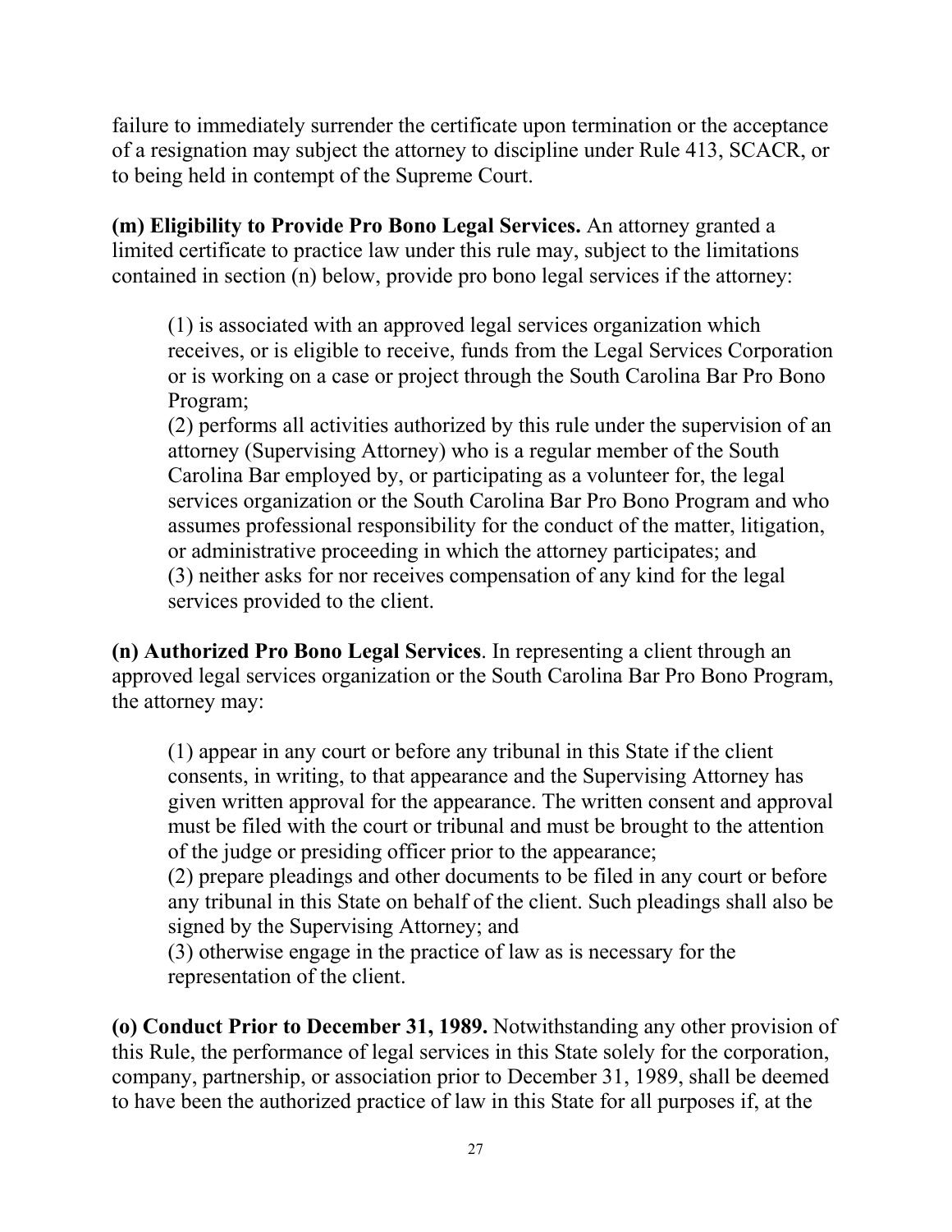failure to immediately surrender the certificate upon termination or the acceptance of a resignation may subject the attorney to discipline under Rule 413, SCACR, or to being held in contempt of the Supreme Court.

**(m) Eligibility to Provide Pro Bono Legal Services.** An attorney granted a limited certificate to practice law under this rule may, subject to the limitations contained in section (n) below, provide pro bono legal services if the attorney:

(1) is associated with an approved legal services organization which receives, or is eligible to receive, funds from the Legal Services Corporation or is working on a case or project through the South Carolina Bar Pro Bono Program;
(2) performs all activities authorized by this rule under the supervision of an attorney (Supervising Attorney) who is a regular member of the South Carolina Bar employed by, or participating as a volunteer for, the legal services organization or the South Carolina Bar Pro Bono Program and who assumes professional responsibility for the conduct of the matter, litigation, or administrative proceeding in which the attorney participates; and
(3) neither asks for nor receives compensation of any kind for the legal services provided to the client.

**(n) Authorized Pro Bono Legal Services**. In representing a client through an approved legal services organization or the South Carolina Bar Pro Bono Program, the attorney may:

(1) appear in any court or before any tribunal in this State if the client consents, in writing, to that appearance and the Supervising Attorney has given written approval for the appearance. The written consent and approval must be filed with the court or tribunal and must be brought to the attention of the judge or presiding officer prior to the appearance;
(2) prepare pleadings and other documents to be filed in any court or before any tribunal in this State on behalf of the client. Such pleadings shall also be signed by the Supervising Attorney; and
(3) otherwise engage in the practice of law as is necessary for the representation of the client.

**(o) Conduct Prior to December 31, 1989.** Notwithstanding any other provision of this Rule, the performance of legal services in this State solely for the corporation, company, partnership, or association prior to December 31, 1989, shall be deemed to have been the authorized practice of law in this State for all purposes if, at the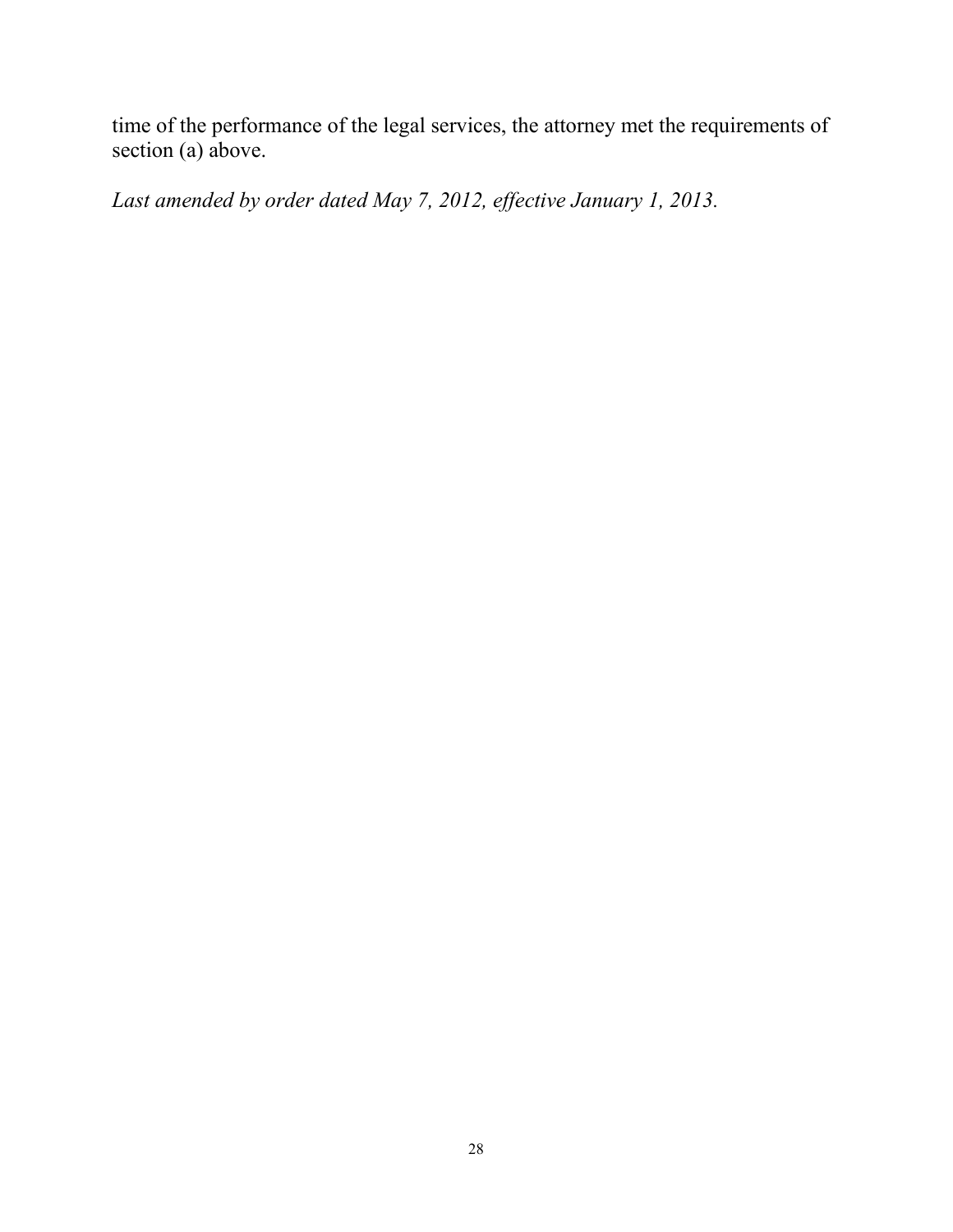time of the performance of the legal services, the attorney met the requirements of section (a) above.

*Last amended by order dated May 7, 2012, effective January 1, 2013.*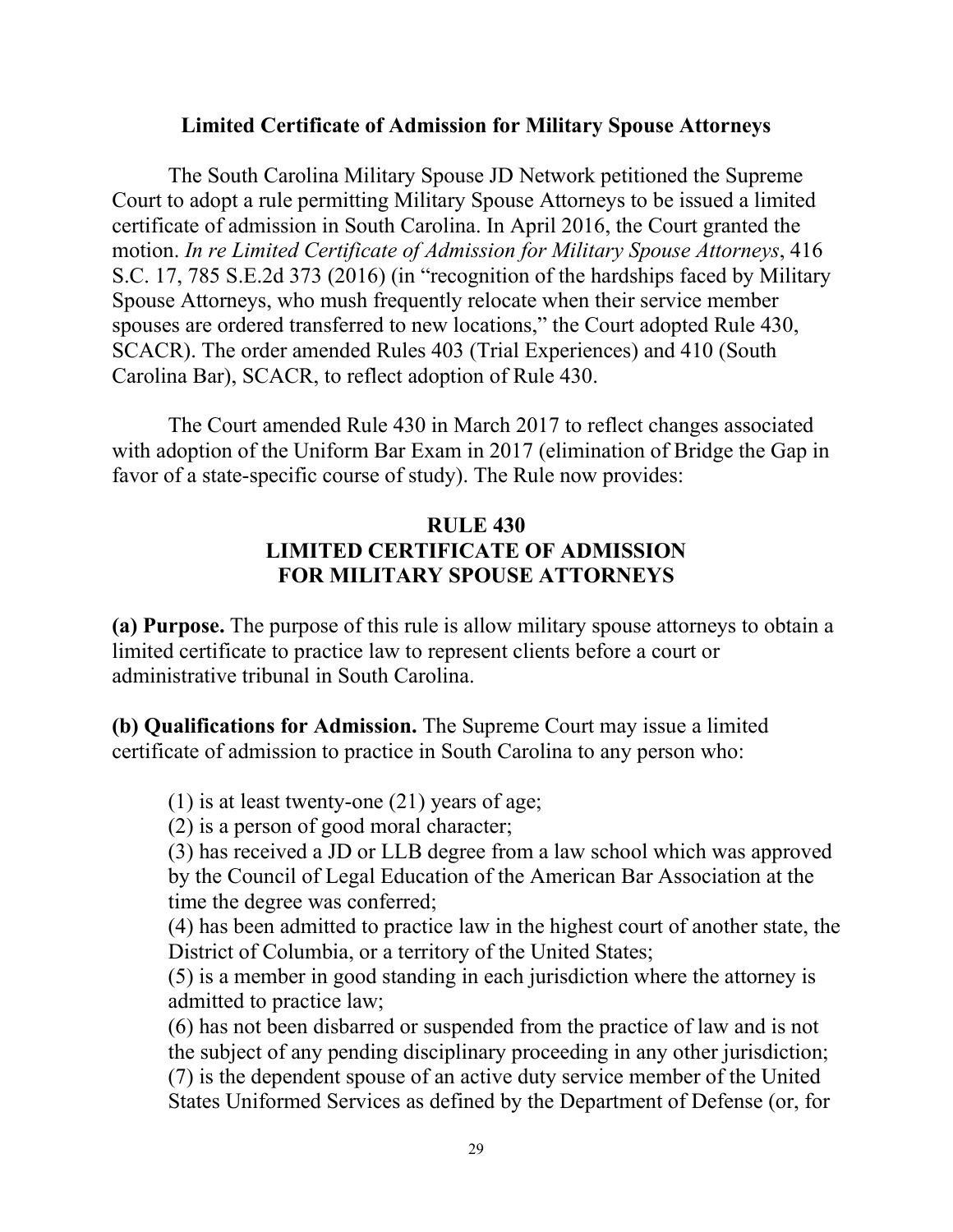## Limited Certificate of Admission for Military Spouse Attorneys

The South Carolina Military Spouse JD Network petitioned the Supreme Court to adopt a rule permitting Military Spouse Attorneys to be issued a limited certificate of admission in South Carolina. In April 2016, the Court granted the motion. *In re Limited Certificate of Admission for Military Spouse Attorneys*, 416 S.C. 17, 785 S.E.2d 373 (2016) (in "recognition of the hardships faced by Military Spouse Attorneys, who mush frequently relocate when their service member spouses are ordered transferred to new locations," the Court adopted Rule 430, SCACR). The order amended Rules 403 (Trial Experiences) and 410 (South Carolina Bar), SCACR, to reflect adoption of Rule 430.

The Court amended Rule 430 in March 2017 to reflect changes associated with adoption of the Uniform Bar Exam in 2017 (elimination of Bridge the Gap in favor of a state-specific course of study). The Rule now provides:

### RULE 430
### LIMITED CERTIFICATE OF ADMISSION FOR MILITARY SPOUSE ATTORNEYS

**(a) Purpose.** The purpose of this rule is allow military spouse attorneys to obtain a limited certificate to practice law to represent clients before a court or administrative tribunal in South Carolina.

**(b) Qualifications for Admission.** The Supreme Court may issue a limited certificate of admission to practice in South Carolina to any person who:

(1) is at least twenty-one (21) years of age;
(2) is a person of good moral character;
(3) has received a JD or LLB degree from a law school which was approved by the Council of Legal Education of the American Bar Association at the time the degree was conferred;
(4) has been admitted to practice law in the highest court of another state, the District of Columbia, or a territory of the United States;
(5) is a member in good standing in each jurisdiction where the attorney is admitted to practice law;
(6) has not been disbarred or suspended from the practice of law and is not the subject of any pending disciplinary proceeding in any other jurisdiction;
(7) is the dependent spouse of an active duty service member of the United States Uniformed Services as defined by the Department of Defense (or, for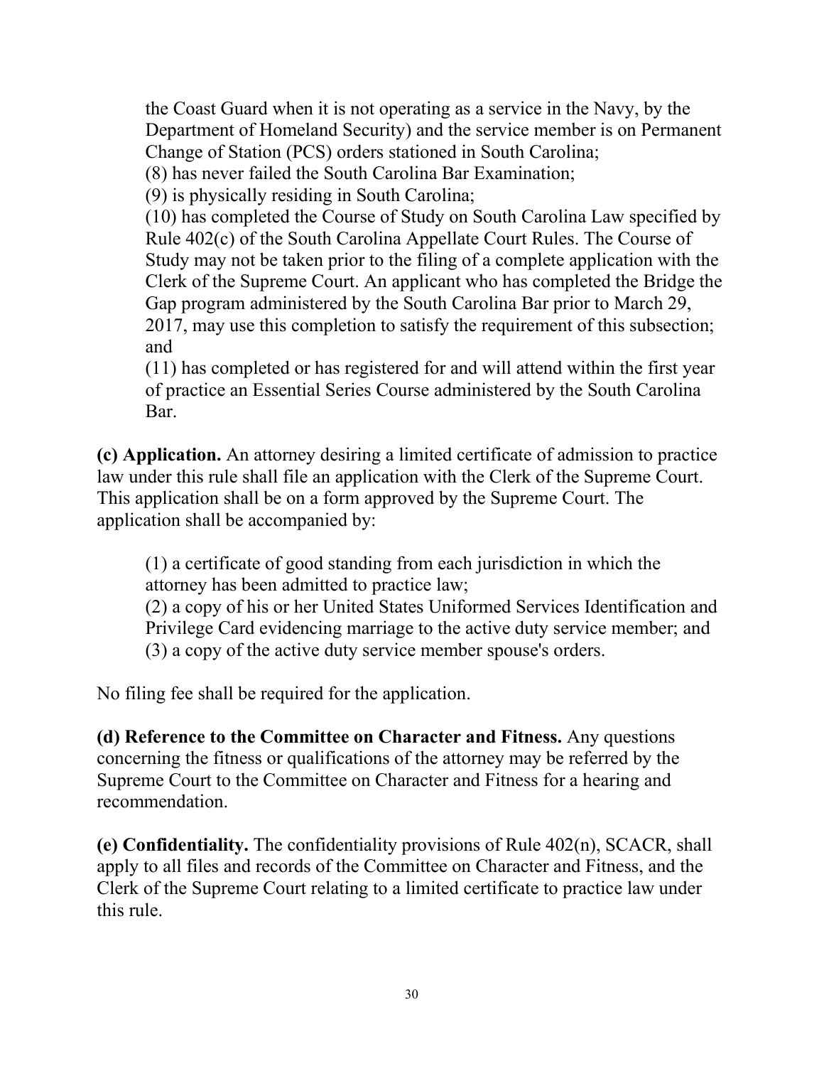the Coast Guard when it is not operating as a service in the Navy, by the Department of Homeland Security) and the service member is on Permanent Change of Station (PCS) orders stationed in South Carolina;

(8) has never failed the South Carolina Bar Examination;

(9) is physically residing in South Carolina;

(10) has completed the Course of Study on South Carolina Law specified by Rule 402(c) of the South Carolina Appellate Court Rules. The Course of Study may not be taken prior to the filing of a complete application with the Clerk of the Supreme Court. An applicant who has completed the Bridge the Gap program administered by the South Carolina Bar prior to March 29, 2017, may use this completion to satisfy the requirement of this subsection; and

(11) has completed or has registered for and will attend within the first year of practice an Essential Series Course administered by the South Carolina Bar.

**(c) Application.** An attorney desiring a limited certificate of admission to practice law under this rule shall file an application with the Clerk of the Supreme Court. This application shall be on a form approved by the Supreme Court. The application shall be accompanied by:

(1) a certificate of good standing from each jurisdiction in which the attorney has been admitted to practice law;

(2) a copy of his or her United States Uniformed Services Identification and Privilege Card evidencing marriage to the active duty service member; and

(3) a copy of the active duty service member spouse's orders.

No filing fee shall be required for the application.

**(d) Reference to the Committee on Character and Fitness.** Any questions concerning the fitness or qualifications of the attorney may be referred by the Supreme Court to the Committee on Character and Fitness for a hearing and recommendation.

**(e) Confidentiality.** The confidentiality provisions of Rule 402(n), SCACR, shall apply to all files and records of the Committee on Character and Fitness, and the Clerk of the Supreme Court relating to a limited certificate to practice law under this rule.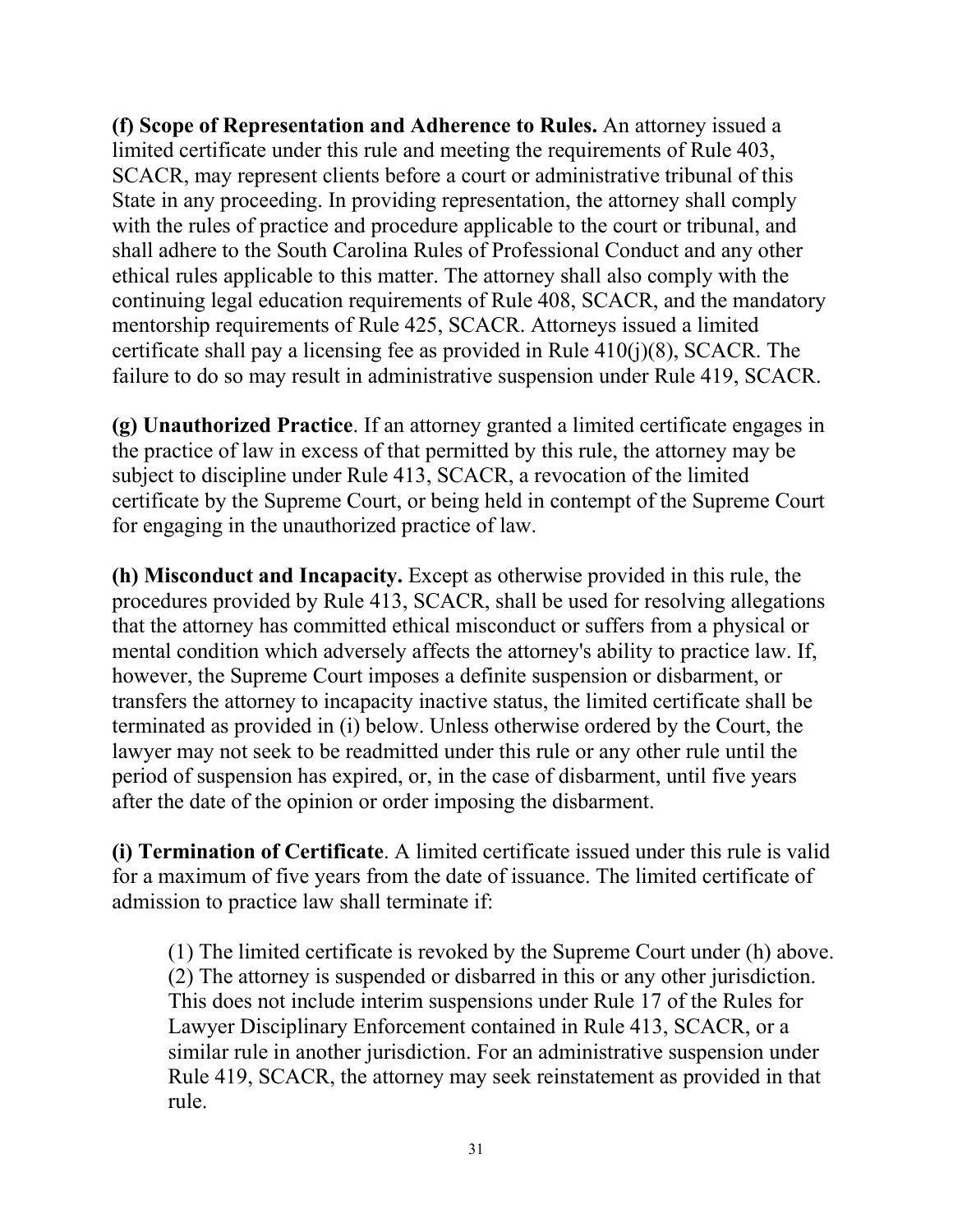**(f) Scope of Representation and Adherence to Rules.** An attorney issued a limited certificate under this rule and meeting the requirements of Rule 403, SCACR, may represent clients before a court or administrative tribunal of this State in any proceeding. In providing representation, the attorney shall comply with the rules of practice and procedure applicable to the court or tribunal, and shall adhere to the South Carolina Rules of Professional Conduct and any other ethical rules applicable to this matter. The attorney shall also comply with the continuing legal education requirements of Rule 408, SCACR, and the mandatory mentorship requirements of Rule 425, SCACR. Attorneys issued a limited certificate shall pay a licensing fee as provided in Rule 410(j)(8), SCACR. The failure to do so may result in administrative suspension under Rule 419, SCACR.

**(g) Unauthorized Practice**. If an attorney granted a limited certificate engages in the practice of law in excess of that permitted by this rule, the attorney may be subject to discipline under Rule 413, SCACR, a revocation of the limited certificate by the Supreme Court, or being held in contempt of the Supreme Court for engaging in the unauthorized practice of law.

**(h) Misconduct and Incapacity.** Except as otherwise provided in this rule, the procedures provided by Rule 413, SCACR, shall be used for resolving allegations that the attorney has committed ethical misconduct or suffers from a physical or mental condition which adversely affects the attorney's ability to practice law. If, however, the Supreme Court imposes a definite suspension or disbarment, or transfers the attorney to incapacity inactive status, the limited certificate shall be terminated as provided in (i) below. Unless otherwise ordered by the Court, the lawyer may not seek to be readmitted under this rule or any other rule until the period of suspension has expired, or, in the case of disbarment, until five years after the date of the opinion or order imposing the disbarment.

**(i) Termination of Certificate**. A limited certificate issued under this rule is valid for a maximum of five years from the date of issuance. The limited certificate of admission to practice law shall terminate if:

(1) The limited certificate is revoked by the Supreme Court under (h) above.
(2) The attorney is suspended or disbarred in this or any other jurisdiction. This does not include interim suspensions under Rule 17 of the Rules for Lawyer Disciplinary Enforcement contained in Rule 413, SCACR, or a similar rule in another jurisdiction. For an administrative suspension under Rule 419, SCACR, the attorney may seek reinstatement as provided in that rule.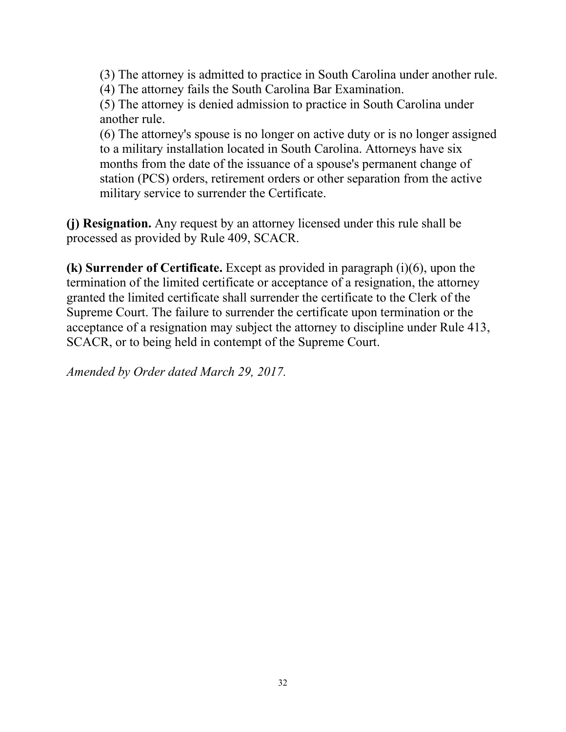(3) The attorney is admitted to practice in South Carolina under another rule.
(4) The attorney fails the South Carolina Bar Examination.
(5) The attorney is denied admission to practice in South Carolina under another rule.
(6) The attorney's spouse is no longer on active duty or is no longer assigned to a military installation located in South Carolina. Attorneys have six months from the date of the issuance of a spouse's permanent change of station (PCS) orders, retirement orders or other separation from the active military service to surrender the Certificate.

**(j) Resignation.** Any request by an attorney licensed under this rule shall be processed as provided by Rule 409, SCACR.

**(k) Surrender of Certificate.** Except as provided in paragraph (i)(6), upon the termination of the limited certificate or acceptance of a resignation, the attorney granted the limited certificate shall surrender the certificate to the Clerk of the Supreme Court. The failure to surrender the certificate upon termination or the acceptance of a resignation may subject the attorney to discipline under Rule 413, SCACR, or to being held in contempt of the Supreme Court.

*Amended by Order dated March 29, 2017.*